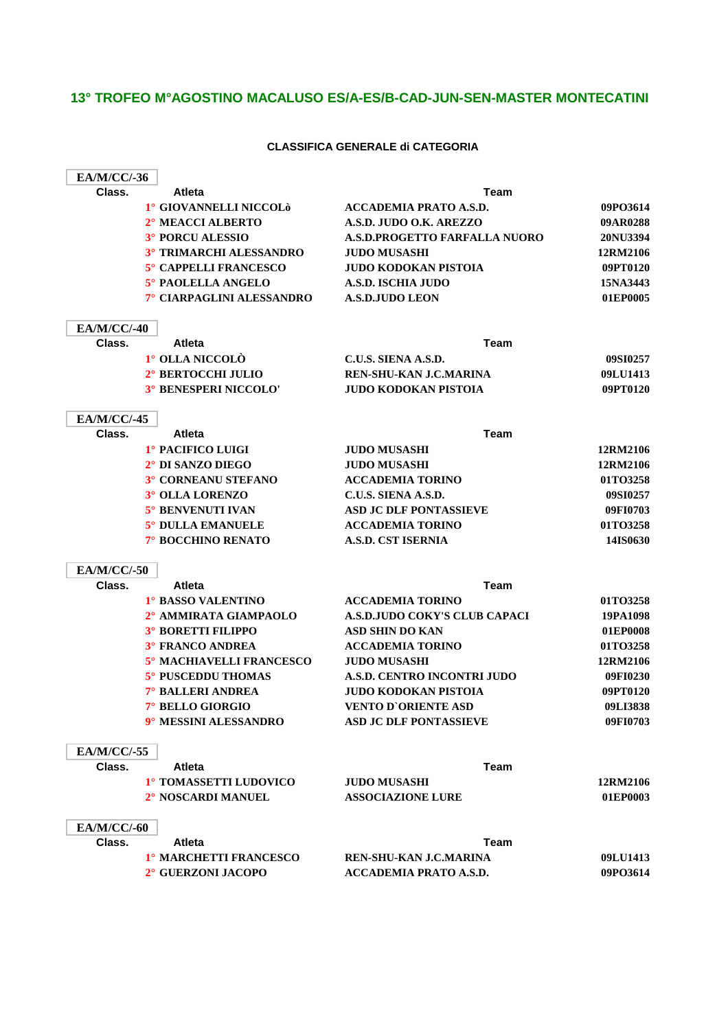# 13° TROFEO M°AGOSTINO MACALUSO ES/A-ES/B-CAD-JUN-SEN-MASTER MONTECATINI

## CLASSIFICA GENERALE di CATEGORIA

### EA/M/CC/-36

| Class. | Atleta | Team | |
|---|---|---|---|
| 1° | GIOVANNELLI NICCOLò | ACCADEMIA PRATO A.S.D. | 09PO3614 |
| 2° | MEACCI ALBERTO | A.S.D. JUDO O.K. AREZZO | 09AR0288 |
| 3° | PORCU ALESSIO | A.S.D.PROGETTO FARFALLA NUORO | 20NU3394 |
| 3° | TRIMARCHI ALESSANDRO | JUDO MUSASHI | 12RM2106 |
| 5° | CAPPELLI FRANCESCO | JUDO KODOKAN PISTOIA | 09PT0120 |
| 5° | PAOLELLA ANGELO | A.S.D. ISCHIA JUDO | 15NA3443 |
| 7° | CIARPAGLINI ALESSANDRO | A.S.D.JUDO LEON | 01EP0005 |

### EA/M/CC/-40

| Class. | Atleta | Team | |
|---|---|---|---|
| 1° | OLLA NICCOLÒ | C.U.S. SIENA A.S.D. | 09SI0257 |
| 2° | BERTOCCHI JULIO | REN-SHU-KAN J.C.MARINA | 09LU1413 |
| 3° | BENESPERI NICCOLO' | JUDO KODOKAN PISTOIA | 09PT0120 |

### EA/M/CC/-45

| Class. | Atleta | Team | |
|---|---|---|---|
| 1° | PACIFICO LUIGI | JUDO MUSASHI | 12RM2106 |
| 2° | DI SANZO DIEGO | JUDO MUSASHI | 12RM2106 |
| 3° | CORNEANU STEFANO | ACCADEMIA TORINO | 01TO3258 |
| 3° | OLLA LORENZO | C.U.S. SIENA A.S.D. | 09SI0257 |
| 5° | BENVENUTI IVAN | ASD JC DLF PONTASSIEVE | 09FI0703 |
| 5° | DULLA EMANUELE | ACCADEMIA TORINO | 01TO3258 |
| 7° | BOCCHINO RENATO | A.S.D. CST ISERNIA | 14IS0630 |

### EA/M/CC/-50

| Class. | Atleta | Team | |
|---|---|---|---|
| 1° | BASSO VALENTINO | ACCADEMIA TORINO | 01TO3258 |
| 2° | AMMIRATA GIAMPAOLO | A.S.D.JUDO COKY'S CLUB CAPACI | 19PA1098 |
| 3° | BORETTI FILIPPO | ASD SHIN DO KAN | 01EP0008 |
| 3° | FRANCO ANDREA | ACCADEMIA TORINO | 01TO3258 |
| 5° | MACHIAVELLI FRANCESCO | JUDO MUSASHI | 12RM2106 |
| 5° | PUSCEDDU THOMAS | A.S.D. CENTRO INCONTRI JUDO | 09FI0230 |
| 7° | BALLERI ANDREA | JUDO KODOKAN PISTOIA | 09PT0120 |
| 7° | BELLO GIORGIO | VENTO D`ORIENTE ASD | 09LI3838 |
| 9° | MESSINI ALESSANDRO | ASD JC DLF PONTASSIEVE | 09FI0703 |

### EA/M/CC/-55

| Class. | Atleta | Team | |
|---|---|---|---|
| 1° | TOMASSETTI LUDOVICO | JUDO MUSASHI | 12RM2106 |
| 2° | NOSCARDI MANUEL | ASSOCIAZIONE LURE | 01EP0003 |

### EA/M/CC/-60

| Class. | Atleta | Team | |
|---|---|---|---|
| 1° | MARCHETTI FRANCESCO | REN-SHU-KAN J.C.MARINA | 09LU1413 |
| 2° | GUERZONI JACOPO | ACCADEMIA PRATO A.S.D. | 09PO3614 |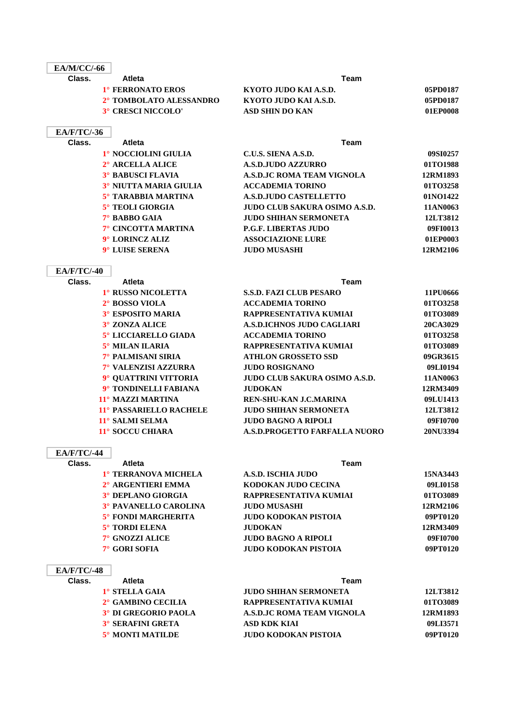## EA/M/CC/-66

| Class. | Atleta | Team | |
|---|---|---|---|
| 1° | FERRONATO EROS | KYOTO JUDO KAI A.S.D. | 05PD0187 |
| 2° | TOMBOLATO ALESSANDRO | KYOTO JUDO KAI A.S.D. | 05PD0187 |
| 3° | CRESCI NICCOLO' | ASD SHIN DO KAN | 01EP0008 |

## EA/F/TC/-36

| Class. | Atleta | Team | |
|---|---|---|---|
| 1° | NOCCIOLINI GIULIA | C.U.S. SIENA A.S.D. | 09SI0257 |
| 2° | ARCELLA ALICE | A.S.D.JUDO AZZURRO | 01TO1988 |
| 3° | BABUSCI FLAVIA | A.S.D.JC ROMA TEAM VIGNOLA | 12RM1893 |
| 3° | NIUTTA MARIA GIULIA | ACCADEMIA TORINO | 01TO3258 |
| 5° | TARABBIA MARTINA | A.S.D.JUDO CASTELLETTO | 01NO1422 |
| 5° | TEOLI GIORGIA | JUDO CLUB SAKURA OSIMO A.S.D. | 11AN0063 |
| 7° | BABBO GAIA | JUDO SHIHAN SERMONETA | 12LT3812 |
| 7° | CINCOTTA MARTINA | P.G.F. LIBERTAS JUDO | 09FI0013 |
| 9° | LORINCZ ALIZ | ASSOCIAZIONE LURE | 01EP0003 |
| 9° | LUISE SERENA | JUDO MUSASHI | 12RM2106 |

## EA/F/TC/-40

| Class. | Atleta | Team | |
|---|---|---|---|
| 1° | RUSSO NICOLETTA | S.S.D. FAZI CLUB PESARO | 11PU0666 |
| 2° | BOSSO VIOLA | ACCADEMIA TORINO | 01TO3258 |
| 3° | ESPOSITO MARIA | RAPPRESENTATIVA KUMIAI | 01TO3089 |
| 3° | ZONZA ALICE | A.S.D.ICHNOS JUDO CAGLIARI | 20CA3029 |
| 5° | LICCIARELLO GIADA | ACCADEMIA TORINO | 01TO3258 |
| 5° | MILAN ILARIA | RAPPRESENTATIVA KUMIAI | 01TO3089 |
| 7° | PALMISANI SIRIA | ATHLON GROSSETO SSD | 09GR3615 |
| 7° | VALENZISI AZZURRA | JUDO ROSIGNANO | 09LI0194 |
| 9° | QUATTRINI VITTORIA | JUDO CLUB SAKURA OSIMO A.S.D. | 11AN0063 |
| 9° | TONDINELLI FABIANA | JUDOKAN | 12RM3409 |
| 11° | MAZZI MARTINA | REN-SHU-KAN J.C.MARINA | 09LU1413 |
| 11° | PASSARIELLO RACHELE | JUDO SHIHAN SERMONETA | 12LT3812 |
| 11° | SALMI SELMA | JUDO BAGNO A RIPOLI | 09FI0700 |
| 11° | SOCCU CHIARA | A.S.D.PROGETTO FARFALLA NUORO | 20NU3394 |

## EA/F/TC/-44

| Class. | Atleta | Team | |
|---|---|---|---|
| 1° | TERRANOVA MICHELA | A.S.D. ISCHIA JUDO | 15NA3443 |
| 2° | ARGENTIERI EMMA | KODOKAN JUDO CECINA | 09LI0158 |
| 3° | DEPLANO GIORGIA | RAPPRESENTATIVA KUMIAI | 01TO3089 |
| 3° | PAVANELLO CAROLINA | JUDO MUSASHI | 12RM2106 |
| 5° | FONDI MARGHERITA | JUDO KODOKAN PISTOIA | 09PT0120 |
| 5° | TORDI ELENA | JUDOKAN | 12RM3409 |
| 7° | GNOZZI ALICE | JUDO BAGNO A RIPOLI | 09FI0700 |
| 7° | GORI SOFIA | JUDO KODOKAN PISTOIA | 09PT0120 |

## EA/F/TC/-48

| Class. | Atleta | Team | |
|---|---|---|---|
| 1° | STELLA GAIA | JUDO SHIHAN SERMONETA | 12LT3812 |
| 2° | GAMBINO CECILIA | RAPPRESENTATIVA KUMIAI | 01TO3089 |
| 3° | DI GREGORIO PAOLA | A.S.D.JC ROMA TEAM VIGNOLA | 12RM1893 |
| 3° | SERAFINI GRETA | ASD KDK KIAI | 09LI3571 |
| 5° | MONTI MATILDE | JUDO KODOKAN PISTOIA | 09PT0120 |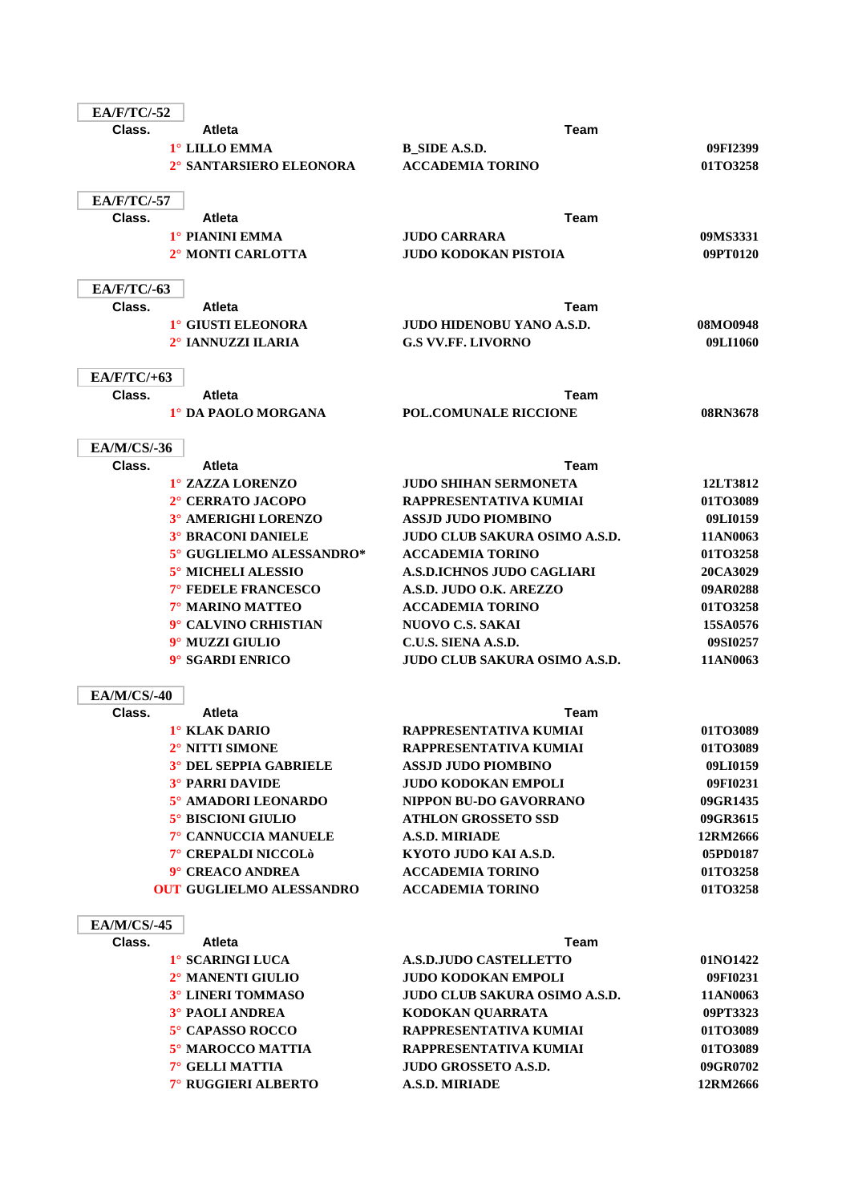**EA/F/TC/-52**

| Class. | Atleta | Team | |
|---|---|---|---|
| 1° | LILLO EMMA | B_SIDE A.S.D. | 09FI2399 |
| 2° | SANTARSIERO ELEONORA | ACCADEMIA TORINO | 01TO3258 |

**EA/F/TC/-57**

| Class. | Atleta | Team | |
|---|---|---|---|
| 1° | PIANINI EMMA | JUDO CARRARA | 09MS3331 |
| 2° | MONTI CARLOTTA | JUDO KODOKAN PISTOIA | 09PT0120 |

**EA/F/TC/-63**

| Class. | Atleta | Team | |
|---|---|---|---|
| 1° | GIUSTI ELEONORA | JUDO HIDENOBU YANO A.S.D. | 08MO0948 |
| 2° | IANNUZZI ILARIA | G.S VV.FF. LIVORNO | 09LI1060 |

**EA/F/TC/+63**

| Class. | Atleta | Team | |
|---|---|---|---|
| 1° | DA PAOLO MORGANA | POL.COMUNALE RICCIONE | 08RN3678 |

**EA/M/CS/-36**

| Class. | Atleta | Team | |
|---|---|---|---|
| 1° | ZAZZA LORENZO | JUDO SHIHAN SERMONETA | 12LT3812 |
| 2° | CERRATO JACOPO | RAPPRESENTATIVA KUMIAI | 01TO3089 |
| 3° | AMERIGHI LORENZO | ASSJD JUDO PIOMBINO | 09LI0159 |
| 3° | BRACONI DANIELE | JUDO CLUB SAKURA OSIMO A.S.D. | 11AN0063 |
| 5° | GUGLIELMO ALESSANDRO* | ACCADEMIA TORINO | 01TO3258 |
| 5° | MICHELI ALESSIO | A.S.D.ICHNOS JUDO CAGLIARI | 20CA3029 |
| 7° | FEDELE FRANCESCO | A.S.D. JUDO O.K. AREZZO | 09AR0288 |
| 7° | MARINO MATTEO | ACCADEMIA TORINO | 01TO3258 |
| 9° | CALVINO CRHISTIAN | NUOVO C.S. SAKAI | 15SA0576 |
| 9° | MUZZI GIULIO | C.U.S. SIENA A.S.D. | 09SI0257 |
| 9° | SGARDI ENRICO | JUDO CLUB SAKURA OSIMO A.S.D. | 11AN0063 |

**EA/M/CS/-40**

| Class. | Atleta | Team | |
|---|---|---|---|
| 1° | KLAK DARIO | RAPPRESENTATIVA KUMIAI | 01TO3089 |
| 2° | NITTI SIMONE | RAPPRESENTATIVA KUMIAI | 01TO3089 |
| 3° | DEL SEPPIA GABRIELE | ASSJD JUDO PIOMBINO | 09LI0159 |
| 3° | PARRI DAVIDE | JUDO KODOKAN EMPOLI | 09FI0231 |
| 5° | AMADORI LEONARDO | NIPPON BU-DO GAVORRANO | 09GR1435 |
| 5° | BISCIONI GIULIO | ATHLON GROSSETO SSD | 09GR3615 |
| 7° | CANNUCCIA MANUELE | A.S.D. MIRIADE | 12RM2666 |
| 7° | CREPALDI NICCOLò | KYOTO JUDO KAI A.S.D. | 05PD0187 |
| 9° | CREACO ANDREA | ACCADEMIA TORINO | 01TO3258 |
| OUT | GUGLIELMO ALESSANDRO | ACCADEMIA TORINO | 01TO3258 |

**EA/M/CS/-45**

| Class. | Atleta | Team | |
|---|---|---|---|
| 1° | SCARINGI LUCA | A.S.D.JUDO CASTELLETTO | 01NO1422 |
| 2° | MANENTI GIULIO | JUDO KODOKAN EMPOLI | 09FI0231 |
| 3° | LINERI TOMMASO | JUDO CLUB SAKURA OSIMO A.S.D. | 11AN0063 |
| 3° | PAOLI ANDREA | KODOKAN QUARRATA | 09PT3323 |
| 5° | CAPASSO ROCCO | RAPPRESENTATIVA KUMIAI | 01TO3089 |
| 5° | MAROCCO MATTIA | RAPPRESENTATIVA KUMIAI | 01TO3089 |
| 7° | GELLI MATTIA | JUDO GROSSETO A.S.D. | 09GR0702 |
| 7° | RUGGIERI ALBERTO | A.S.D. MIRIADE | 12RM2666 |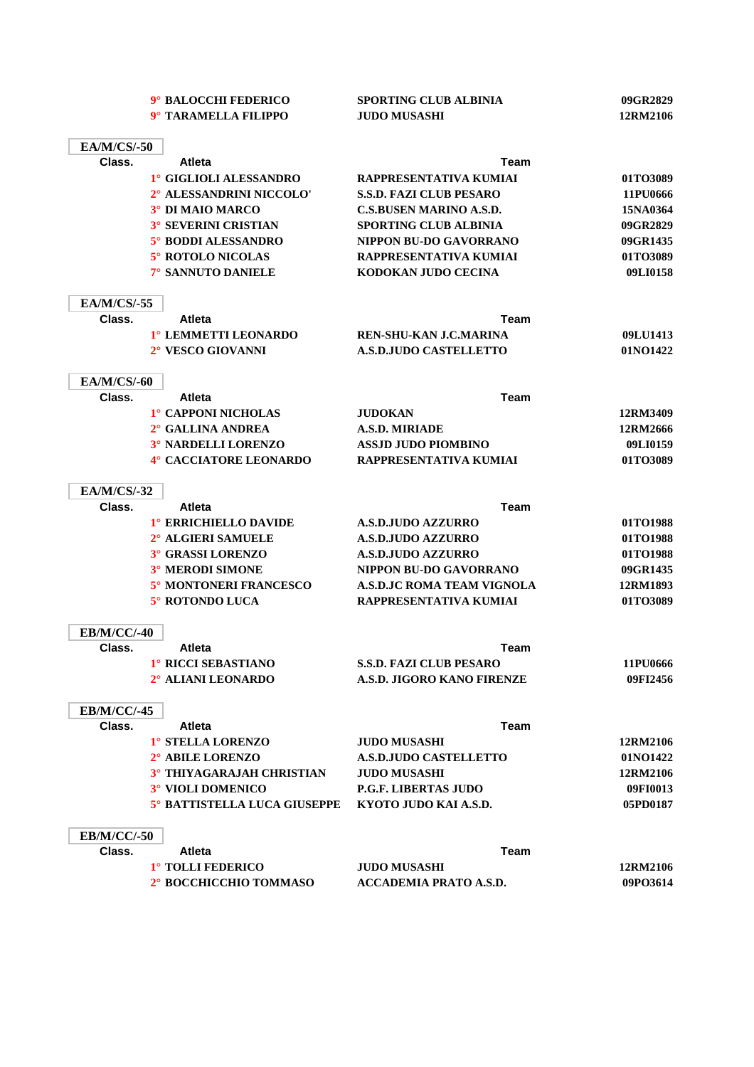| Class. | Atleta | Team | |
|---|---|---|---|
| 9° | BALOCCHI FEDERICO | SPORTING CLUB ALBINIA | 09GR2829 |
| 9° | TARAMELLA FILIPPO | JUDO MUSASHI | 12RM2106 |

**EA/M/CS/-50**

| Class. | Atleta | Team | |
|---|---|---|---|
| 1° | GIGLIOLI ALESSANDRO | RAPPRESENTATIVA KUMIAI | 01TO3089 |
| 2° | ALESSANDRINI NICCOLO' | S.S.D. FAZI CLUB PESARO | 11PU0666 |
| 3° | DI MAIO MARCO | C.S.BUSEN MARINO A.S.D. | 15NA0364 |
| 3° | SEVERINI CRISTIAN | SPORTING CLUB ALBINIA | 09GR2829 |
| 5° | BODDI ALESSANDRO | NIPPON BU-DO GAVORRANO | 09GR1435 |
| 5° | ROTOLO NICOLAS | RAPPRESENTATIVA KUMIAI | 01TO3089 |
| 7° | SANNUTO DANIELE | KODOKAN JUDO CECINA | 09LI0158 |

**EA/M/CS/-55**

| Class. | Atleta | Team | |
|---|---|---|---|
| 1° | LEMMETTI LEONARDO | REN-SHU-KAN J.C.MARINA | 09LU1413 |
| 2° | VESCO GIOVANNI | A.S.D.JUDO CASTELLETTO | 01NO1422 |

**EA/M/CS/-60**

| Class. | Atleta | Team | |
|---|---|---|---|
| 1° | CAPPONI NICHOLAS | JUDOKAN | 12RM3409 |
| 2° | GALLINA ANDREA | A.S.D. MIRIADE | 12RM2666 |
| 3° | NARDELLI LORENZO | ASSJD JUDO PIOMBINO | 09LI0159 |
| 4° | CACCIATORE LEONARDO | RAPPRESENTATIVA KUMIAI | 01TO3089 |

**EA/M/CS/-32**

| Class. | Atleta | Team | |
|---|---|---|---|
| 1° | ERRICHIELLO DAVIDE | A.S.D.JUDO AZZURRO | 01TO1988 |
| 2° | ALGIERI SAMUELE | A.S.D.JUDO AZZURRO | 01TO1988 |
| 3° | GRASSI LORENZO | A.S.D.JUDO AZZURRO | 01TO1988 |
| 3° | MERODI SIMONE | NIPPON BU-DO GAVORRANO | 09GR1435 |
| 5° | MONTONERI FRANCESCO | A.S.D.JC ROMA TEAM VIGNOLA | 12RM1893 |
| 5° | ROTONDO LUCA | RAPPRESENTATIVA KUMIAI | 01TO3089 |

**EB/M/CC/-40**

| Class. | Atleta | Team | |
|---|---|---|---|
| 1° | RICCI SEBASTIANO | S.S.D. FAZI CLUB PESARO | 11PU0666 |
| 2° | ALIANI LEONARDO | A.S.D. JIGORO KANO FIRENZE | 09FI2456 |

**EB/M/CC/-45**

| Class. | Atleta | Team | |
|---|---|---|---|
| 1° | STELLA LORENZO | JUDO MUSASHI | 12RM2106 |
| 2° | ABILE LORENZO | A.S.D.JUDO CASTELLETTO | 01NO1422 |
| 3° | THIYAGARAJAH CHRISTIAN | JUDO MUSASHI | 12RM2106 |
| 3° | VIOLI DOMENICO | P.G.F. LIBERTAS JUDO | 09FI0013 |
| 5° | BATTISTELLA LUCA GIUSEPPE | KYOTO JUDO KAI A.S.D. | 05PD0187 |

**EB/M/CC/-50**

| Class. | Atleta | Team | |
|---|---|---|---|
| 1° | TOLLI FEDERICO | JUDO MUSASHI | 12RM2106 |
| 2° | BOCCHICCHIO TOMMASO | ACCADEMIA PRATO A.S.D. | 09PO3614 |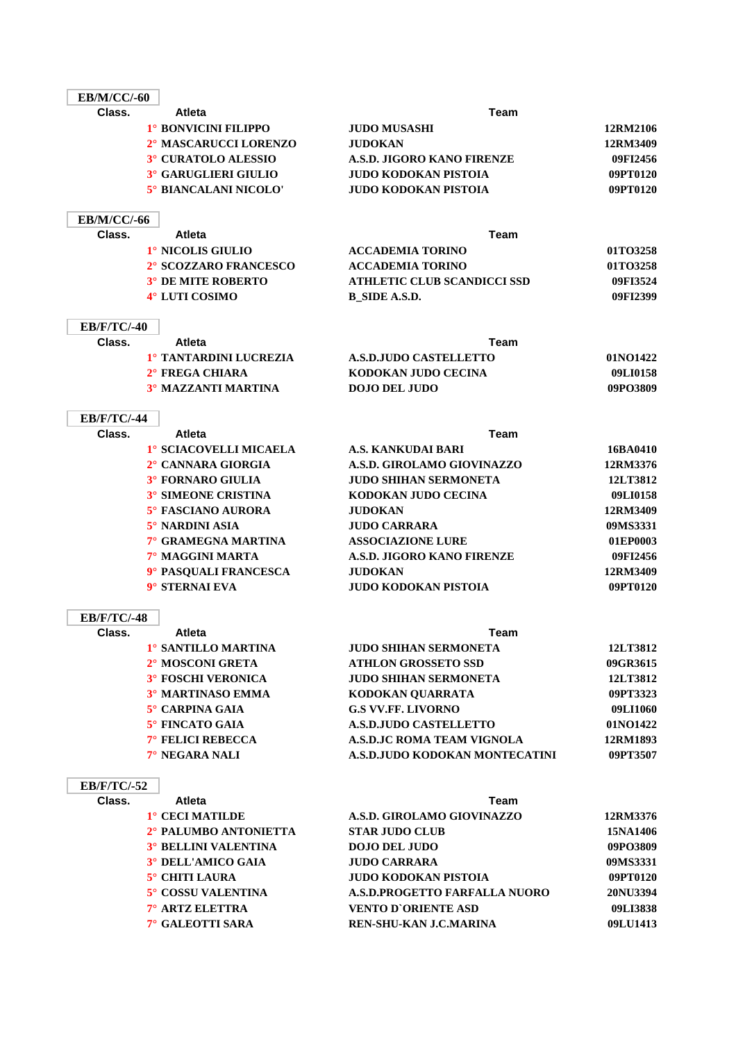**EB/M/CC/-60**

| Class. | Atleta | Team | |
|---|---|---|---|
| 1° | BONVICINI FILIPPO | JUDO MUSASHI | 12RM2106 |
| 2° | MASCARUCCI LORENZO | JUDOKAN | 12RM3409 |
| 3° | CURATOLO ALESSIO | A.S.D. JIGORO KANO FIRENZE | 09FI2456 |
| 3° | GARUGLIERI GIULIO | JUDO KODOKAN PISTOIA | 09PT0120 |
| 5° | BIANCALANI NICOLO' | JUDO KODOKAN PISTOIA | 09PT0120 |

**EB/M/CC/-66**

| Class. | Atleta | Team | |
|---|---|---|---|
| 1° | NICOLIS GIULIO | ACCADEMIA TORINO | 01TO3258 |
| 2° | SCOZZARO FRANCESCO | ACCADEMIA TORINO | 01TO3258 |
| 3° | DE MITE ROBERTO | ATHLETIC CLUB SCANDICCI SSD | 09FI3524 |
| 4° | LUTI COSIMO | B_SIDE A.S.D. | 09FI2399 |

**EB/F/TC/-40**

| Class. | Atleta | Team | |
|---|---|---|---|
| 1° | TANTARDINI LUCREZIA | A.S.D.JUDO CASTELLETTO | 01NO1422 |
| 2° | FREGA CHIARA | KODOKAN JUDO CECINA | 09LI0158 |
| 3° | MAZZANTI MARTINA | DOJO DEL JUDO | 09PO3809 |

**EB/F/TC/-44**

| Class. | Atleta | Team | |
|---|---|---|---|
| 1° | SCIACOVELLI MICAELA | A.S. KANKUDAI BARI | 16BA0410 |
| 2° | CANNARA GIORGIA | A.S.D. GIROLAMO GIOVINAZZO | 12RM3376 |
| 3° | FORNARO GIULIA | JUDO SHIHAN SERMONETA | 12LT3812 |
| 3° | SIMEONE CRISTINA | KODOKAN JUDO CECINA | 09LI0158 |
| 5° | FASCIANO AURORA | JUDOKAN | 12RM3409 |
| 5° | NARDINI ASIA | JUDO CARRARA | 09MS3331 |
| 7° | GRAMEGNA MARTINA | ASSOCIAZIONE LURE | 01EP0003 |
| 7° | MAGGINI MARTA | A.S.D. JIGORO KANO FIRENZE | 09FI2456 |
| 9° | PASQUALI FRANCESCA | JUDOKAN | 12RM3409 |
| 9° | STERNAI EVA | JUDO KODOKAN PISTOIA | 09PT0120 |

**EB/F/TC/-48**

| Class. | Atleta | Team | |
|---|---|---|---|
| 1° | SANTILLO MARTINA | JUDO SHIHAN SERMONETA | 12LT3812 |
| 2° | MOSCONI GRETA | ATHLON GROSSETO SSD | 09GR3615 |
| 3° | FOSCHI VERONICA | JUDO SHIHAN SERMONETA | 12LT3812 |
| 3° | MARTINASO EMMA | KODOKAN QUARRATA | 09PT3323 |
| 5° | CARPINA GAIA | G.S VV.FF. LIVORNO | 09LI1060 |
| 5° | FINCATO GAIA | A.S.D.JUDO CASTELLETTO | 01NO1422 |
| 7° | FELICI REBECCA | A.S.D.JC ROMA TEAM VIGNOLA | 12RM1893 |
| 7° | NEGARA NALI | A.S.D.JUDO KODOKAN MONTECATINI | 09PT3507 |

**EB/F/TC/-52**

| Class. | Atleta | Team | |
|---|---|---|---|
| 1° | CECI MATILDE | A.S.D. GIROLAMO GIOVINAZZO | 12RM3376 |
| 2° | PALUMBO ANTONIETTA | STAR JUDO CLUB | 15NA1406 |
| 3° | BELLINI VALENTINA | DOJO DEL JUDO | 09PO3809 |
| 3° | DELL'AMICO GAIA | JUDO CARRARA | 09MS3331 |
| 5° | CHITI LAURA | JUDO KODOKAN PISTOIA | 09PT0120 |
| 5° | COSSU VALENTINA | A.S.D.PROGETTO FARFALLA NUORO | 20NU3394 |
| 7° | ARTZ ELETTRA | VENTO D`ORIENTE ASD | 09LI3838 |
| 7° | GALEOTTI SARA | REN-SHU-KAN J.C.MARINA | 09LU1413 |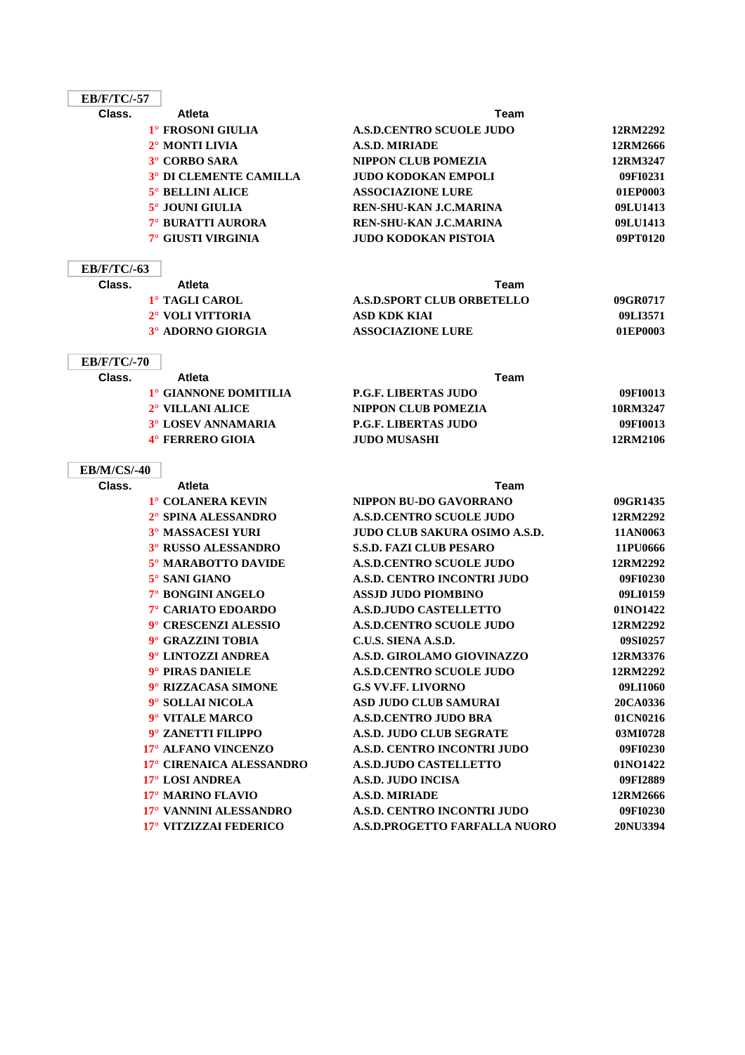**EB/F/TC/-57**

| Class. | Atleta | Team | |
|---|---|---|---|
| 1° | FROSONI GIULIA | A.S.D.CENTRO SCUOLE JUDO | 12RM2292 |
| 2° | MONTI LIVIA | A.S.D. MIRIADE | 12RM2666 |
| 3° | CORBO SARA | NIPPON CLUB POMEZIA | 12RM3247 |
| 3° | DI CLEMENTE CAMILLA | JUDO KODOKAN EMPOLI | 09FI0231 |
| 5° | BELLINI ALICE | ASSOCIAZIONE LURE | 01EP0003 |
| 5° | JOUNI GIULIA | REN-SHU-KAN J.C.MARINA | 09LU1413 |
| 7° | BURATTI AURORA | REN-SHU-KAN J.C.MARINA | 09LU1413 |
| 7° | GIUSTI VIRGINIA | JUDO KODOKAN PISTOIA | 09PT0120 |

**EB/F/TC/-63**

| Class. | Atleta | Team | |
|---|---|---|---|
| 1° | TAGLI CAROL | A.S.D.SPORT CLUB ORBETELLO | 09GR0717 |
| 2° | VOLI VITTORIA | ASD KDK KIAI | 09LI3571 |
| 3° | ADORNO GIORGIA | ASSOCIAZIONE LURE | 01EP0003 |

**EB/F/TC/-70**

| Class. | Atleta | Team | |
|---|---|---|---|
| 1° | GIANNONE DOMITILIA | P.G.F. LIBERTAS JUDO | 09FI0013 |
| 2° | VILLANI ALICE | NIPPON CLUB POMEZIA | 10RM3247 |
| 3° | LOSEV ANNAMARIA | P.G.F. LIBERTAS JUDO | 09FI0013 |
| 4° | FERRERO GIOIA | JUDO MUSASHI | 12RM2106 |

**EB/M/CS/-40**

| Class. | Atleta | Team | |
|---|---|---|---|
| 1° | COLANERA KEVIN | NIPPON BU-DO GAVORRANO | 09GR1435 |
| 2° | SPINA ALESSANDRO | A.S.D.CENTRO SCUOLE JUDO | 12RM2292 |
| 3° | MASSACESI YURI | JUDO CLUB SAKURA OSIMO A.S.D. | 11AN0063 |
| 3° | RUSSO ALESSANDRO | S.S.D. FAZI CLUB PESARO | 11PU0666 |
| 5° | MARABOTTO DAVIDE | A.S.D.CENTRO SCUOLE JUDO | 12RM2292 |
| 5° | SANI GIANO | A.S.D. CENTRO INCONTRI JUDO | 09FI0230 |
| 7° | BONGINI ANGELO | ASSJD JUDO PIOMBINO | 09LI0159 |
| 7° | CARIATO EDOARDO | A.S.D.JUDO CASTELLETTO | 01NO1422 |
| 9° | CRESCENZI ALESSIO | A.S.D.CENTRO SCUOLE JUDO | 12RM2292 |
| 9° | GRAZZINI TOBIA | C.U.S. SIENA A.S.D. | 09SI0257 |
| 9° | LINTOZZI ANDREA | A.S.D. GIROLAMO GIOVINAZZO | 12RM3376 |
| 9° | PIRAS DANIELE | A.S.D.CENTRO SCUOLE JUDO | 12RM2292 |
| 9° | RIZZACASA SIMONE | G.S VV.FF. LIVORNO | 09LI1060 |
| 9° | SOLLAI NICOLA | ASD JUDO CLUB SAMURAI | 20CA0336 |
| 9° | VITALE MARCO | A.S.D.CENTRO JUDO BRA | 01CN0216 |
| 9° | ZANETTI FILIPPO | A.S.D. JUDO CLUB SEGRATE | 03MI0728 |
| 17° | ALFANO VINCENZO | A.S.D. CENTRO INCONTRI JUDO | 09FI0230 |
| 17° | CIRENAICA ALESSANDRO | A.S.D.JUDO CASTELLETTO | 01NO1422 |
| 17° | LOSI ANDREA | A.S.D. JUDO INCISA | 09FI2889 |
| 17° | MARINO FLAVIO | A.S.D. MIRIADE | 12RM2666 |
| 17° | VANNINI ALESSANDRO | A.S.D. CENTRO INCONTRI JUDO | 09FI0230 |
| 17° | VITZIZZAI FEDERICO | A.S.D.PROGETTO FARFALLA NUORO | 20NU3394 |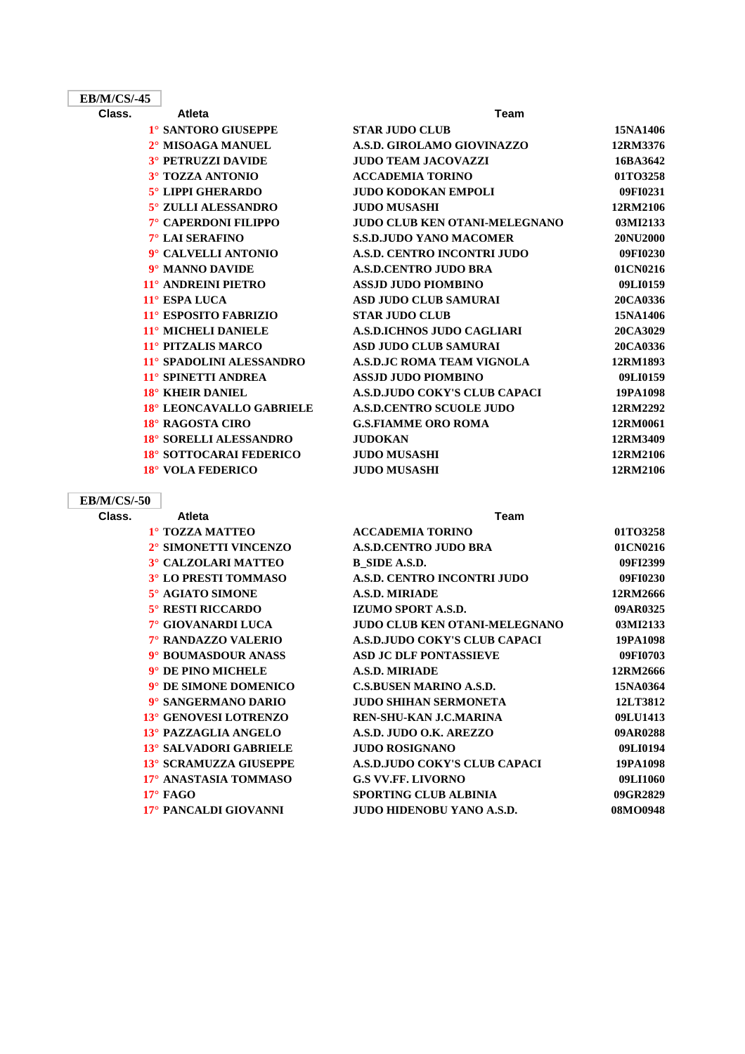## EB/M/CS/-45

| Class. | Atleta | Team | |
|---|---|---|---|
| 1° | SANTORO GIUSEPPE | STAR JUDO CLUB | 15NA1406 |
| 2° | MISOAGA MANUEL | A.S.D. GIROLAMO GIOVINAZZO | 12RM3376 |
| 3° | PETRUZZI DAVIDE | JUDO TEAM JACOVAZZI | 16BA3642 |
| 3° | TOZZA ANTONIO | ACCADEMIA TORINO | 01TO3258 |
| 5° | LIPPI GHERARDO | JUDO KODOKAN EMPOLI | 09FI0231 |
| 5° | ZULLI ALESSANDRO | JUDO MUSASHI | 12RM2106 |
| 7° | CAPERDONI FILIPPO | JUDO CLUB KEN OTANI-MELEGNANO | 03MI2133 |
| 7° | LAI SERAFINO | S.S.D.JUDO YANO MACOMER | 20NU2000 |
| 9° | CALVELLI ANTONIO | A.S.D. CENTRO INCONTRI JUDO | 09FI0230 |
| 9° | MANNO DAVIDE | A.S.D.CENTRO JUDO BRA | 01CN0216 |
| 11° | ANDREINI PIETRO | ASSJD JUDO PIOMBINO | 09LI0159 |
| 11° | ESPA LUCA | ASD JUDO CLUB SAMURAI | 20CA0336 |
| 11° | ESPOSITO FABRIZIO | STAR JUDO CLUB | 15NA1406 |
| 11° | MICHELI DANIELE | A.S.D.ICHNOS JUDO CAGLIARI | 20CA3029 |
| 11° | PITZALIS MARCO | ASD JUDO CLUB SAMURAI | 20CA0336 |
| 11° | SPADOLINI ALESSANDRO | A.S.D.JC ROMA TEAM VIGNOLA | 12RM1893 |
| 11° | SPINETTI ANDREA | ASSJD JUDO PIOMBINO | 09LI0159 |
| 18° | KHEIR DANIEL | A.S.D.JUDO COKY'S CLUB CAPACI | 19PA1098 |
| 18° | LEONCAVALLO GABRIELE | A.S.D.CENTRO SCUOLE JUDO | 12RM2292 |
| 18° | RAGOSTA CIRO | G.S.FIAMME ORO ROMA | 12RM0061 |
| 18° | SORELLI ALESSANDRO | JUDOKAN | 12RM3409 |
| 18° | SOTTOCARAI FEDERICO | JUDO MUSASHI | 12RM2106 |
| 18° | VOLA FEDERICO | JUDO MUSASHI | 12RM2106 |

## EB/M/CS/-50

| Class. | Atleta | Team | |
|---|---|---|---|
| 1° | TOZZA MATTEO | ACCADEMIA TORINO | 01TO3258 |
| 2° | SIMONETTI VINCENZO | A.S.D.CENTRO JUDO BRA | 01CN0216 |
| 3° | CALZOLARI MATTEO | B_SIDE A.S.D. | 09FI2399 |
| 3° | LO PRESTI TOMMASO | A.S.D. CENTRO INCONTRI JUDO | 09FI0230 |
| 5° | AGIATO SIMONE | A.S.D. MIRIADE | 12RM2666 |
| 5° | RESTI RICCARDO | IZUMO SPORT A.S.D. | 09AR0325 |
| 7° | GIOVANARDI LUCA | JUDO CLUB KEN OTANI-MELEGNANO | 03MI2133 |
| 7° | RANDAZZO VALERIO | A.S.D.JUDO COKY'S CLUB CAPACI | 19PA1098 |
| 9° | BOUMASDOUR ANASS | ASD JC DLF PONTASSIEVE | 09FI0703 |
| 9° | DE PINO MICHELE | A.S.D. MIRIADE | 12RM2666 |
| 9° | DE SIMONE DOMENICO | C.S.BUSEN MARINO A.S.D. | 15NA0364 |
| 9° | SANGERMANO DARIO | JUDO SHIHAN SERMONETA | 12LT3812 |
| 13° | GENOVESI LOTRENZO | REN-SHU-KAN J.C.MARINA | 09LU1413 |
| 13° | PAZZAGLIA ANGELO | A.S.D. JUDO O.K. AREZZO | 09AR0288 |
| 13° | SALVADORI GABRIELE | JUDO ROSIGNANO | 09LI0194 |
| 13° | SCRAMUZZA GIUSEPPE | A.S.D.JUDO COKY'S CLUB CAPACI | 19PA1098 |
| 17° | ANASTASIA TOMMASO | G.S VV.FF. LIVORNO | 09LI1060 |
| 17° | FAGO | SPORTING CLUB ALBINIA | 09GR2829 |
| 17° | PANCALDI GIOVANNI | JUDO HIDENOBU YANO A.S.D. | 08MO0948 |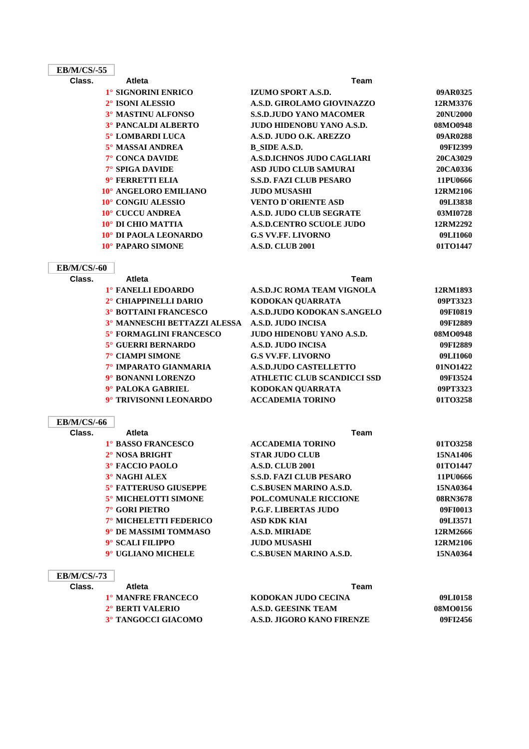## EB/M/CS/-55

| Class. | Atleta | Team | |
|---|---|---|---|
| 1° | SIGNORINI ENRICO | IZUMO SPORT A.S.D. | 09AR0325 |
| 2° | ISONI ALESSIO | A.S.D. GIROLAMO GIOVINAZZO | 12RM3376 |
| 3° | MASTINU ALFONSO | S.S.D.JUDO YANO MACOMER | 20NU2000 |
| 3° | PANCALDI ALBERTO | JUDO HIDENOBU YANO A.S.D. | 08MO0948 |
| 5° | LOMBARDI LUCA | A.S.D. JUDO O.K. AREZZO | 09AR0288 |
| 5° | MASSAI ANDREA | B_SIDE A.S.D. | 09FI2399 |
| 7° | CONCA DAVIDE | A.S.D.ICHNOS JUDO CAGLIARI | 20CA3029 |
| 7° | SPIGA DAVIDE | ASD JUDO CLUB SAMURAI | 20CA0336 |
| 9° | FERRETTI ELIA | S.S.D. FAZI CLUB PESARO | 11PU0666 |
| 10° | ANGELORO EMILIANO | JUDO MUSASHI | 12RM2106 |
| 10° | CONGIU ALESSIO | VENTO D`ORIENTE ASD | 09LI3838 |
| 10° | CUCCU ANDREA | A.S.D. JUDO CLUB SEGRATE | 03MI0728 |
| 10° | DI CHIO MATTIA | A.S.D.CENTRO SCUOLE JUDO | 12RM2292 |
| 10° | DI PAOLA LEONARDO | G.S VV.FF. LIVORNO | 09LI1060 |
| 10° | PAPARO SIMONE | A.S.D. CLUB 2001 | 01TO1447 |

## EB/M/CS/-60

| Class. | Atleta | Team | |
|---|---|---|---|
| 1° | FANELLI EDOARDO | A.S.D.JC ROMA TEAM VIGNOLA | 12RM1893 |
| 2° | CHIAPPINELLI DARIO | KODOKAN QUARRATA | 09PT3323 |
| 3° | BOTTAINI FRANCESCO | A.S.D.JUDO KODOKAN S.ANGELO | 09FI0819 |
| 3° | MANNESCHI BETTAZZI ALESSA | A.S.D. JUDO INCISA | 09FI2889 |
| 5° | FORMAGLINI FRANCESCO | JUDO HIDENOBU YANO A.S.D. | 08MO0948 |
| 5° | GUERRI BERNARDO | A.S.D. JUDO INCISA | 09FI2889 |
| 7° | CIAMPI SIMONE | G.S VV.FF. LIVORNO | 09LI1060 |
| 7° | IMPARATO GIANMARIA | A.S.D.JUDO CASTELLETTO | 01NO1422 |
| 9° | BONANNI LORENZO | ATHLETIC CLUB SCANDICCI SSD | 09FI3524 |
| 9° | PALOKA GABRIEL | KODOKAN QUARRATA | 09PT3323 |
| 9° | TRIVISONNI LEONARDO | ACCADEMIA TORINO | 01TO3258 |

## EB/M/CS/-66

| Class. | Atleta | Team | |
|---|---|---|---|
| 1° | BASSO FRANCESCO | ACCADEMIA TORINO | 01TO3258 |
| 2° | NOSA BRIGHT | STAR JUDO CLUB | 15NA1406 |
| 3° | FACCIO PAOLO | A.S.D. CLUB 2001 | 01TO1447 |
| 3° | NAGHI ALEX | S.S.D. FAZI CLUB PESARO | 11PU0666 |
| 5° | FATTERUSO GIUSEPPE | C.S.BUSEN MARINO A.S.D. | 15NA0364 |
| 5° | MICHELOTTI SIMONE | POL.COMUNALE RICCIONE | 08RN3678 |
| 7° | GORI PIETRO | P.G.F. LIBERTAS JUDO | 09FI0013 |
| 7° | MICHELETTI FEDERICO | ASD KDK KIAI | 09LI3571 |
| 9° | DE MASSIMI TOMMASO | A.S.D. MIRIADE | 12RM2666 |
| 9° | SCALI FILIPPO | JUDO MUSASHI | 12RM2106 |
| 9° | UGLIANO MICHELE | C.S.BUSEN MARINO A.S.D. | 15NA0364 |

## EB/M/CS/-73

| Class. | Atleta | Team | |
|---|---|---|---|
| 1° | MANFRE FRANCECO | KODOKAN JUDO CECINA | 09LI0158 |
| 2° | BERTI VALERIO | A.S.D. GEESINK TEAM | 08MO0156 |
| 3° | TANGOCCI GIACOMO | A.S.D. JIGORO KANO FIRENZE | 09FI2456 |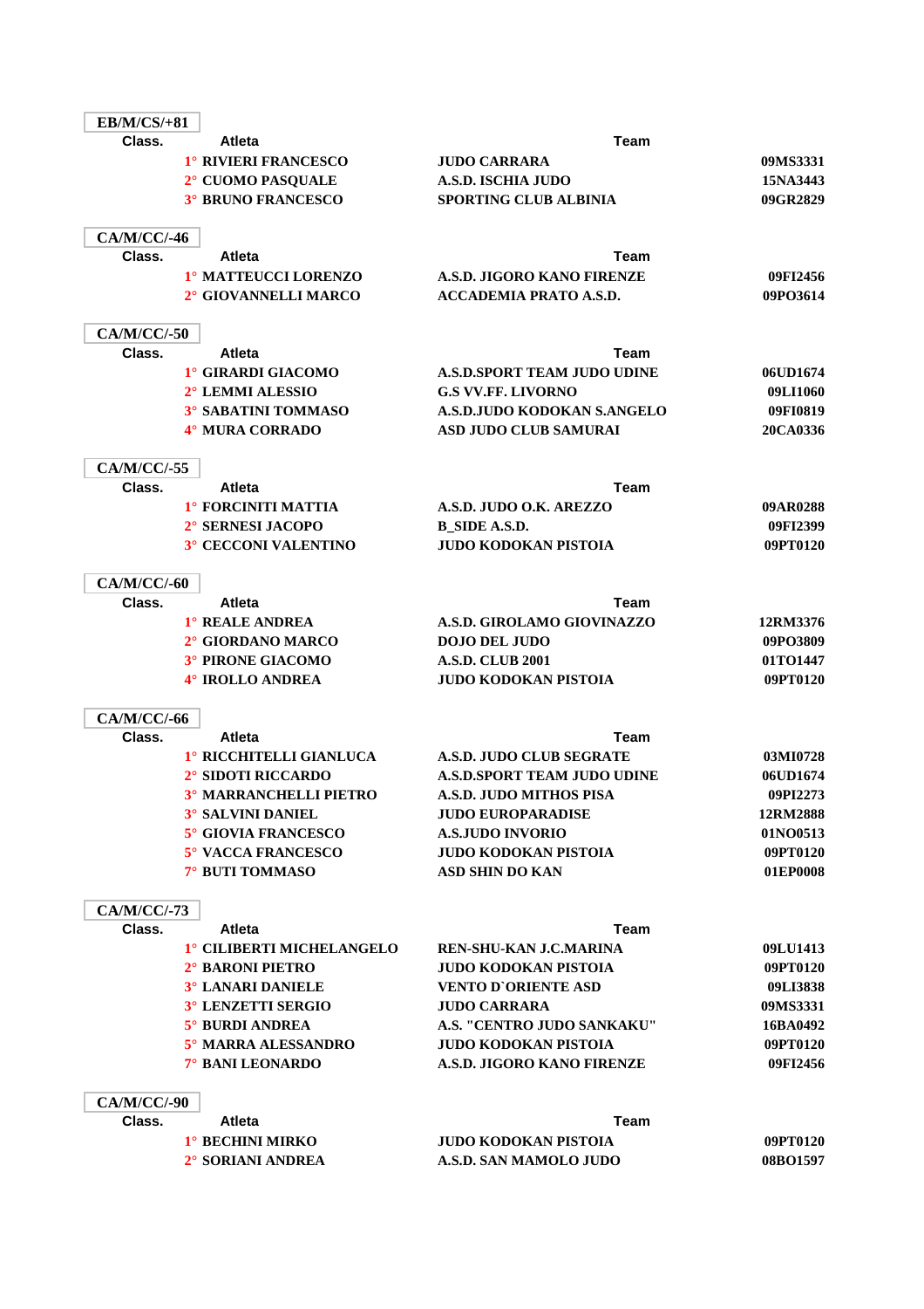**EB/M/CS/+81**

| Class. | Atleta | Team | |
|---|---|---|---|
| 1° | RIVIERI FRANCESCO | JUDO CARRARA | 09MS3331 |
| 2° | CUOMO PASQUALE | A.S.D. ISCHIA JUDO | 15NA3443 |
| 3° | BRUNO FRANCESCO | SPORTING CLUB ALBINIA | 09GR2829 |

**CA/M/CC/-46**

| Class. | Atleta | Team | |
|---|---|---|---|
| 1° | MATTEUCCI LORENZO | A.S.D. JIGORO KANO FIRENZE | 09FI2456 |
| 2° | GIOVANNELLI MARCO | ACCADEMIA PRATO A.S.D. | 09PO3614 |

**CA/M/CC/-50**

| Class. | Atleta | Team | |
|---|---|---|---|
| 1° | GIRARDI GIACOMO | A.S.D.SPORT TEAM JUDO UDINE | 06UD1674 |
| 2° | LEMMI ALESSIO | G.S VV.FF. LIVORNO | 09LI1060 |
| 3° | SABATINI TOMMASO | A.S.D.JUDO KODOKAN S.ANGELO | 09FI0819 |
| 4° | MURA CORRADO | ASD JUDO CLUB SAMURAI | 20CA0336 |

**CA/M/CC/-55**

| Class. | Atleta | Team | |
|---|---|---|---|
| 1° | FORCINITI MATTIA | A.S.D. JUDO O.K. AREZZO | 09AR0288 |
| 2° | SERNESI JACOPO | B_SIDE A.S.D. | 09FI2399 |
| 3° | CECCONI VALENTINO | JUDO KODOKAN PISTOIA | 09PT0120 |

**CA/M/CC/-60**

| Class. | Atleta | Team | |
|---|---|---|---|
| 1° | REALE ANDREA | A.S.D. GIROLAMO GIOVINAZZO | 12RM3376 |
| 2° | GIORDANO MARCO | DOJO DEL JUDO | 09PO3809 |
| 3° | PIRONE GIACOMO | A.S.D. CLUB 2001 | 01TO1447 |
| 4° | IROLLO ANDREA | JUDO KODOKAN PISTOIA | 09PT0120 |

**CA/M/CC/-66**

| Class. | Atleta | Team | |
|---|---|---|---|
| 1° | RICCHITELLI GIANLUCA | A.S.D. JUDO CLUB SEGRATE | 03MI0728 |
| 2° | SIDOTI RICCARDO | A.S.D.SPORT TEAM JUDO UDINE | 06UD1674 |
| 3° | MARRANCHELLI PIETRO | A.S.D. JUDO MITHOS PISA | 09PI2273 |
| 3° | SALVINI DANIEL | JUDO EUROPARADISE | 12RM2888 |
| 5° | GIOVIA FRANCESCO | A.S.JUDO INVORIO | 01NO0513 |
| 5° | VACCA FRANCESCO | JUDO KODOKAN PISTOIA | 09PT0120 |
| 7° | BUTI TOMMASO | ASD SHIN DO KAN | 01EP0008 |

**CA/M/CC/-73**

| Class. | Atleta | Team | |
|---|---|---|---|
| 1° | CILIBERTI MICHELANGELO | REN-SHU-KAN J.C.MARINA | 09LU1413 |
| 2° | BARONI PIETRO | JUDO KODOKAN PISTOIA | 09PT0120 |
| 3° | LANARI DANIELE | VENTO D`ORIENTE ASD | 09LI3838 |
| 3° | LENZETTI SERGIO | JUDO CARRARA | 09MS3331 |
| 5° | BURDI ANDREA | A.S. "CENTRO JUDO SANKAKU" | 16BA0492 |
| 5° | MARRA ALESSANDRO | JUDO KODOKAN PISTOIA | 09PT0120 |
| 7° | BANI LEONARDO | A.S.D. JIGORO KANO FIRENZE | 09FI2456 |

**CA/M/CC/-90**

| Class. | Atleta | Team | |
|---|---|---|---|
| 1° | BECHINI MIRKO | JUDO KODOKAN PISTOIA | 09PT0120 |
| 2° | SORIANI ANDREA | A.S.D. SAN MAMOLO JUDO | 08BO1597 |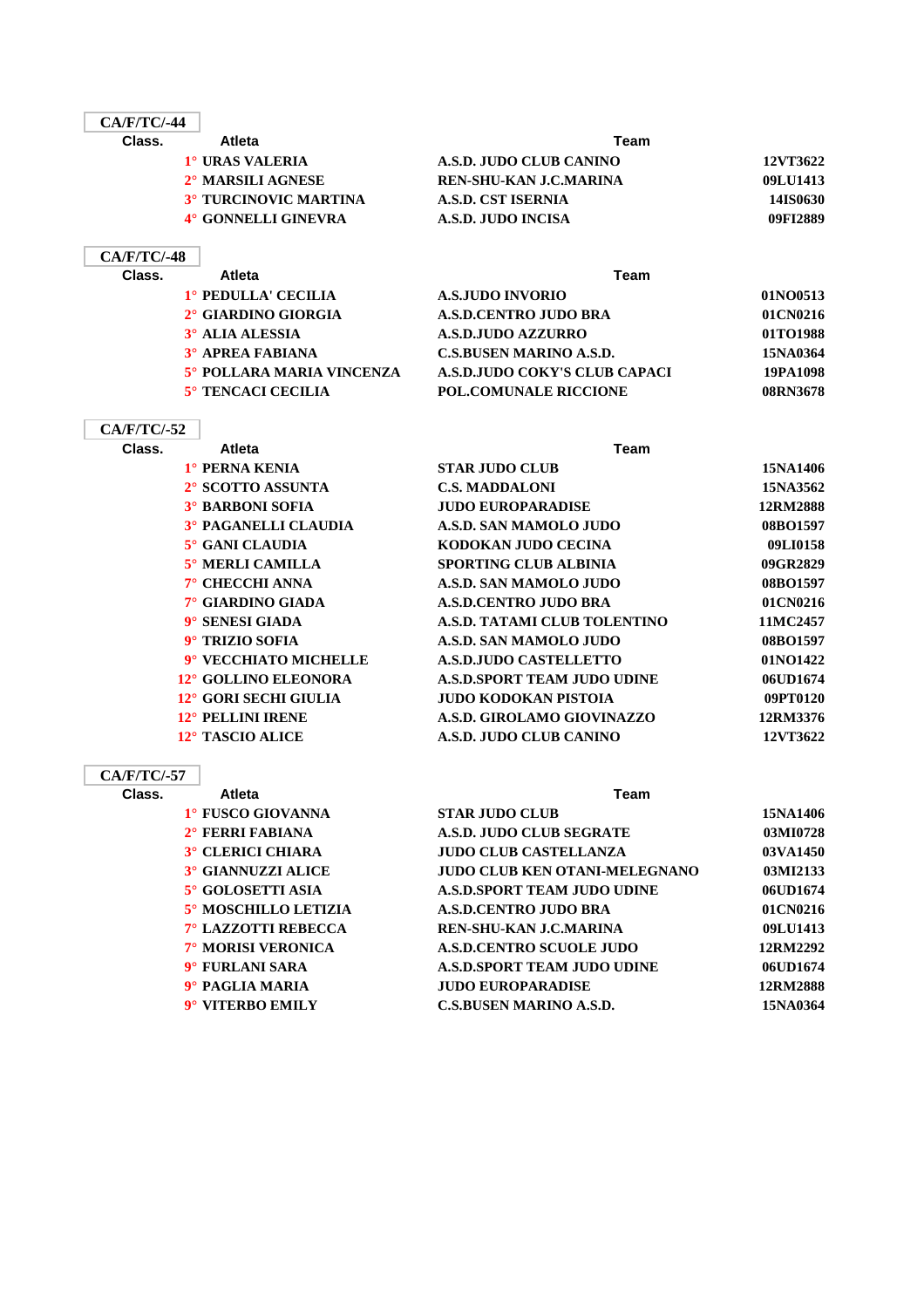CA/F/TC/-44

| Class. | Atleta | Team | |
|---|---|---|---|
| 1° | URAS VALERIA | A.S.D. JUDO CLUB CANINO | 12VT3622 |
| 2° | MARSILI AGNESE | REN-SHU-KAN J.C.MARINA | 09LU1413 |
| 3° | TURCINOVIC MARTINA | A.S.D. CST ISERNIA | 14IS0630 |
| 4° | GONNELLI GINEVRA | A.S.D. JUDO INCISA | 09FI2889 |

CA/F/TC/-48

| Class. | Atleta | Team | |
|---|---|---|---|
| 1° | PEDULLA' CECILIA | A.S.JUDO INVORIO | 01NO0513 |
| 2° | GIARDINO GIORGIA | A.S.D.CENTRO JUDO BRA | 01CN0216 |
| 3° | ALIA ALESSIA | A.S.D.JUDO AZZURRO | 01TO1988 |
| 3° | APREA FABIANA | C.S.BUSEN MARINO A.S.D. | 15NA0364 |
| 5° | POLLARA MARIA VINCENZA | A.S.D.JUDO COKY'S CLUB CAPACI | 19PA1098 |
| 5° | TENCACI CECILIA | POL.COMUNALE RICCIONE | 08RN3678 |

CA/F/TC/-52

| Class. | Atleta | Team | |
|---|---|---|---|
| 1° | PERNA KENIA | STAR JUDO CLUB | 15NA1406 |
| 2° | SCOTTO ASSUNTA | C.S. MADDALONI | 15NA3562 |
| 3° | BARBONI SOFIA | JUDO EUROPARADISE | 12RM2888 |
| 3° | PAGANELLI CLAUDIA | A.S.D. SAN MAMOLO JUDO | 08BO1597 |
| 5° | GANI CLAUDIA | KODOKAN JUDO CECINA | 09LI0158 |
| 5° | MERLI CAMILLA | SPORTING CLUB ALBINIA | 09GR2829 |
| 7° | CHECCHI ANNA | A.S.D. SAN MAMOLO JUDO | 08BO1597 |
| 7° | GIARDINO GIADA | A.S.D.CENTRO JUDO BRA | 01CN0216 |
| 9° | SENESI GIADA | A.S.D. TATAMI CLUB TOLENTINO | 11MC2457 |
| 9° | TRIZIO SOFIA | A.S.D. SAN MAMOLO JUDO | 08BO1597 |
| 9° | VECCHIATO MICHELLE | A.S.D.JUDO CASTELLETTO | 01NO1422 |
| 12° | GOLLINO ELEONORA | A.S.D.SPORT TEAM JUDO UDINE | 06UD1674 |
| 12° | GORI SECHI GIULIA | JUDO KODOKAN PISTOIA | 09PT0120 |
| 12° | PELLINI IRENE | A.S.D. GIROLAMO GIOVINAZZO | 12RM3376 |
| 12° | TASCIO ALICE | A.S.D. JUDO CLUB CANINO | 12VT3622 |

CA/F/TC/-57

| Class. | Atleta | Team | |
|---|---|---|---|
| 1° | FUSCO GIOVANNA | STAR JUDO CLUB | 15NA1406 |
| 2° | FERRI FABIANA | A.S.D. JUDO CLUB SEGRATE | 03MI0728 |
| 3° | CLERICI CHIARA | JUDO CLUB CASTELLANZA | 03VA1450 |
| 3° | GIANNUZZI ALICE | JUDO CLUB KEN OTANI-MELEGNANO | 03MI2133 |
| 5° | GOLOSETTI ASIA | A.S.D.SPORT TEAM JUDO UDINE | 06UD1674 |
| 5° | MOSCHILLO LETIZIA | A.S.D.CENTRO JUDO BRA | 01CN0216 |
| 7° | LAZZOTTI REBECCA | REN-SHU-KAN J.C.MARINA | 09LU1413 |
| 7° | MORISI VERONICA | A.S.D.CENTRO SCUOLE JUDO | 12RM2292 |
| 9° | FURLANI SARA | A.S.D.SPORT TEAM JUDO UDINE | 06UD1674 |
| 9° | PAGLIA MARIA | JUDO EUROPARADISE | 12RM2888 |
| 9° | VITERBO EMILY | C.S.BUSEN MARINO A.S.D. | 15NA0364 |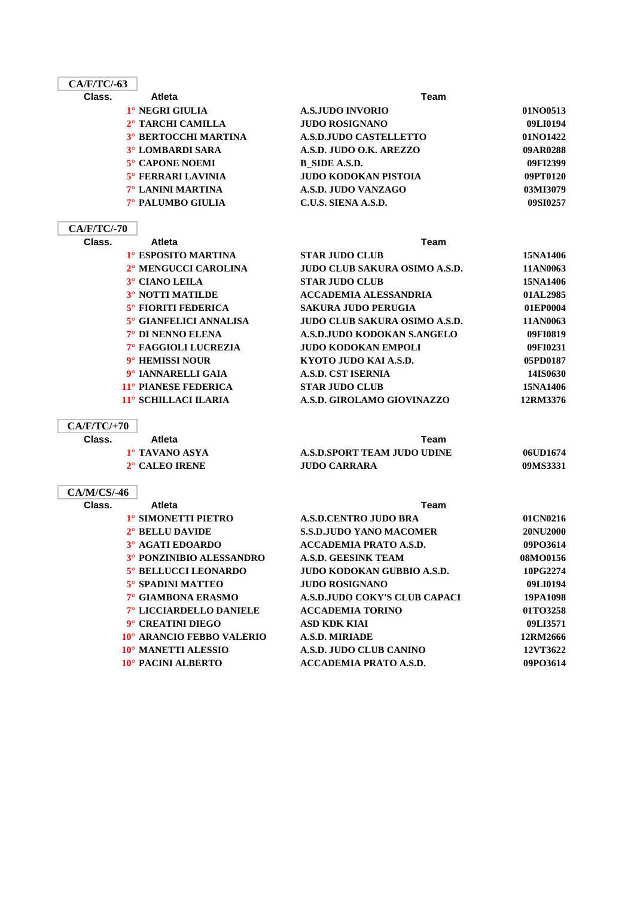## CA/F/TC/-63

| Class. | Atleta | Team | |
|---|---|---|---|
| 1° | NEGRI GIULIA | A.S.JUDO INVORIO | 01NO0513 |
| 2° | TARCHI CAMILLA | JUDO ROSIGNANO | 09LI0194 |
| 3° | BERTOCCHI MARTINA | A.S.D.JUDO CASTELLETTO | 01NO1422 |
| 3° | LOMBARDI SARA | A.S.D. JUDO O.K. AREZZO | 09AR0288 |
| 5° | CAPONE NOEMI | B_SIDE A.S.D. | 09FI2399 |
| 5° | FERRARI LAVINIA | JUDO KODOKAN PISTOIA | 09PT0120 |
| 7° | LANINI MARTINA | A.S.D. JUDO VANZAGO | 03MI3079 |
| 7° | PALUMBO GIULIA | C.U.S. SIENA A.S.D. | 09SI0257 |

## CA/F/TC/-70

| Class. | Atleta | Team | |
|---|---|---|---|
| 1° | ESPOSITO MARTINA | STAR JUDO CLUB | 15NA1406 |
| 2° | MENGUCCI CAROLINA | JUDO CLUB SAKURA OSIMO A.S.D. | 11AN0063 |
| 3° | CIANO LEILA | STAR JUDO CLUB | 15NA1406 |
| 3° | NOTTI MATILDE | ACCADEMIA ALESSANDRIA | 01AL2985 |
| 5° | FIORITI FEDERICA | SAKURA JUDO PERUGIA | 01EP0004 |
| 5° | GIANFELICI ANNALISA | JUDO CLUB SAKURA OSIMO A.S.D. | 11AN0063 |
| 7° | DI NENNO ELENA | A.S.D.JUDO KODOKAN S.ANGELO | 09FI0819 |
| 7° | FAGGIOLI LUCREZIA | JUDO KODOKAN EMPOLI | 09FI0231 |
| 9° | HEMISSI NOUR | KYOTO JUDO KAI A.S.D. | 05PD0187 |
| 9° | IANNARELLI GAIA | A.S.D. CST ISERNIA | 14IS0630 |
| 11° | PIANESE FEDERICA | STAR JUDO CLUB | 15NA1406 |
| 11° | SCHILLACI ILARIA | A.S.D. GIROLAMO GIOVINAZZO | 12RM3376 |

## CA/F/TC/+70

| Class. | Atleta | Team | |
|---|---|---|---|
| 1° | TAVANO ASYA | A.S.D.SPORT TEAM JUDO UDINE | 06UD1674 |
| 2° | CALEO IRENE | JUDO CARRARA | 09MS3331 |

## CA/M/CS/-46

| Class. | Atleta | Team | |
|---|---|---|---|
| 1° | SIMONETTI PIETRO | A.S.D.CENTRO JUDO BRA | 01CN0216 |
| 2° | BELLU DAVIDE | S.S.D.JUDO YANO MACOMER | 20NU2000 |
| 3° | AGATI EDOARDO | ACCADEMIA PRATO A.S.D. | 09PO3614 |
| 3° | PONZINIBIO ALESSANDRO | A.S.D. GEESINK TEAM | 08MO0156 |
| 5° | BELLUCCI LEONARDO | JUDO KODOKAN GUBBIO A.S.D. | 10PG2274 |
| 5° | SPADINI MATTEO | JUDO ROSIGNANO | 09LI0194 |
| 7° | GIAMBONA ERASMO | A.S.D.JUDO COKY'S CLUB CAPACI | 19PA1098 |
| 7° | LICCIARDELLO DANIELE | ACCADEMIA TORINO | 01TO3258 |
| 9° | CREATINI DIEGO | ASD KDK KIAI | 09LI3571 |
| 10° | ARANCIO FEBBO VALERIO | A.S.D. MIRIADE | 12RM2666 |
| 10° | MANETTI ALESSIO | A.S.D. JUDO CLUB CANINO | 12VT3622 |
| 10° | PACINI ALBERTO | ACCADEMIA PRATO A.S.D. | 09PO3614 |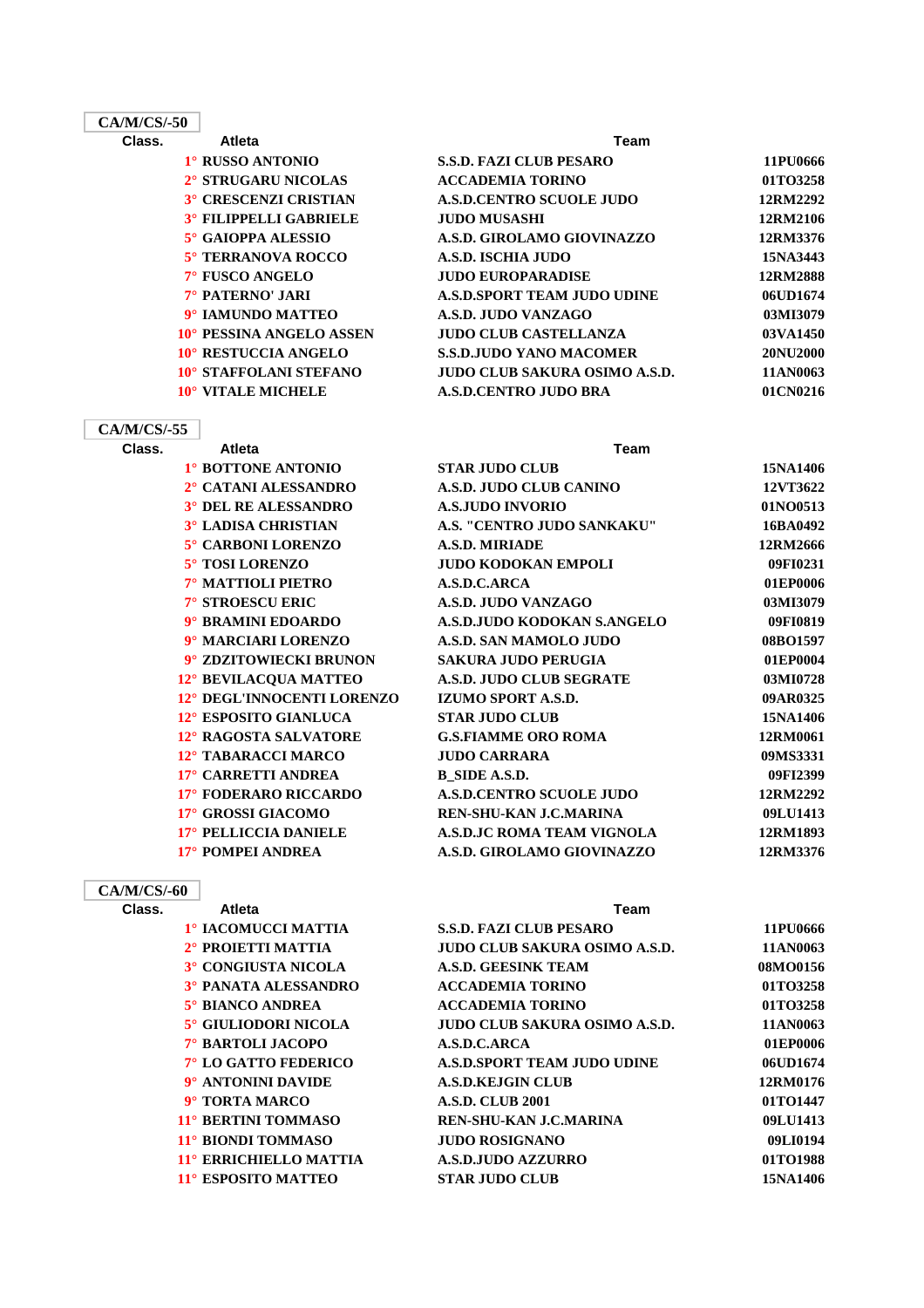## CA/M/CS/-50

| Class. | Atleta | Team | |
|---|---|---|---|
| 1° | RUSSO ANTONIO | S.S.D. FAZI CLUB PESARO | 11PU0666 |
| 2° | STRUGARU NICOLAS | ACCADEMIA TORINO | 01TO3258 |
| 3° | CRESCENZI CRISTIAN | A.S.D.CENTRO SCUOLE JUDO | 12RM2292 |
| 3° | FILIPPELLI GABRIELE | JUDO MUSASHI | 12RM2106 |
| 5° | GAIOPPA ALESSIO | A.S.D. GIROLAMO GIOVINAZZO | 12RM3376 |
| 5° | TERRANOVA ROCCO | A.S.D. ISCHIA JUDO | 15NA3443 |
| 7° | FUSCO ANGELO | JUDO EUROPARADISE | 12RM2888 |
| 7° | PATERNO' JARI | A.S.D.SPORT TEAM JUDO UDINE | 06UD1674 |
| 9° | IAMUNDO MATTEO | A.S.D. JUDO VANZAGO | 03MI3079 |
| 10° | PESSINA ANGELO ASSEN | JUDO CLUB CASTELLANZA | 03VA1450 |
| 10° | RESTUCCIA ANGELO | S.S.D.JUDO YANO MACOMER | 20NU2000 |
| 10° | STAFFOLANI STEFANO | JUDO CLUB SAKURA OSIMO A.S.D. | 11AN0063 |
| 10° | VITALE MICHELE | A.S.D.CENTRO JUDO BRA | 01CN0216 |

## CA/M/CS/-55

| Class. | Atleta | Team | |
|---|---|---|---|
| 1° | BOTTONE ANTONIO | STAR JUDO CLUB | 15NA1406 |
| 2° | CATANI ALESSANDRO | A.S.D. JUDO CLUB CANINO | 12VT3622 |
| 3° | DEL RE ALESSANDRO | A.S.JUDO INVORIO | 01NO0513 |
| 3° | LADISA CHRISTIAN | A.S. "CENTRO JUDO SANKAKU" | 16BA0492 |
| 5° | CARBONI LORENZO | A.S.D. MIRIADE | 12RM2666 |
| 5° | TOSI LORENZO | JUDO KODOKAN EMPOLI | 09FI0231 |
| 7° | MATTIOLI PIETRO | A.S.D.C.ARCA | 01EP0006 |
| 7° | STROESCU ERIC | A.S.D. JUDO VANZAGO | 03MI3079 |
| 9° | BRAMINI EDOARDO | A.S.D.JUDO KODOKAN S.ANGELO | 09FI0819 |
| 9° | MARCIARI LORENZO | A.S.D. SAN MAMOLO JUDO | 08BO1597 |
| 9° | ZDZITOWIECKI BRUNON | SAKURA JUDO PERUGIA | 01EP0004 |
| 12° | BEVILACQUA MATTEO | A.S.D. JUDO CLUB SEGRATE | 03MI0728 |
| 12° | DEGL'INNOCENTI LORENZO | IZUMO SPORT A.S.D. | 09AR0325 |
| 12° | ESPOSITO GIANLUCA | STAR JUDO CLUB | 15NA1406 |
| 12° | RAGOSTA SALVATORE | G.S.FIAMME ORO ROMA | 12RM0061 |
| 12° | TABARACCI MARCO | JUDO CARRARA | 09MS3331 |
| 17° | CARRETTI ANDREA | B_SIDE A.S.D. | 09FI2399 |
| 17° | FODERARO RICCARDO | A.S.D.CENTRO SCUOLE JUDO | 12RM2292 |
| 17° | GROSSI GIACOMO | REN-SHU-KAN J.C.MARINA | 09LU1413 |
| 17° | PELLICCIA DANIELE | A.S.D.JC ROMA TEAM VIGNOLA | 12RM1893 |
| 17° | POMPEI ANDREA | A.S.D. GIROLAMO GIOVINAZZO | 12RM3376 |

## CA/M/CS/-60

| Class. | Atleta | Team | |
|---|---|---|---|
| 1° | IACOMUCCI MATTIA | S.S.D. FAZI CLUB PESARO | 11PU0666 |
| 2° | PROIETTI MATTIA | JUDO CLUB SAKURA OSIMO A.S.D. | 11AN0063 |
| 3° | CONGIUSTA NICOLA | A.S.D. GEESINK TEAM | 08MO0156 |
| 3° | PANATA ALESSANDRO | ACCADEMIA TORINO | 01TO3258 |
| 5° | BIANCO ANDREA | ACCADEMIA TORINO | 01TO3258 |
| 5° | GIULIODORI NICOLA | JUDO CLUB SAKURA OSIMO A.S.D. | 11AN0063 |
| 7° | BARTOLI JACOPO | A.S.D.C.ARCA | 01EP0006 |
| 7° | LO GATTO FEDERICO | A.S.D.SPORT TEAM JUDO UDINE | 06UD1674 |
| 9° | ANTONINI DAVIDE | A.S.D.KEJGIN CLUB | 12RM0176 |
| 9° | TORTA MARCO | A.S.D. CLUB 2001 | 01TO1447 |
| 11° | BERTINI TOMMASO | REN-SHU-KAN J.C.MARINA | 09LU1413 |
| 11° | BIONDI TOMMASO | JUDO ROSIGNANO | 09LI0194 |
| 11° | ERRICHIELLO MATTIA | A.S.D.JUDO AZZURRO | 01TO1988 |
| 11° | ESPOSITO MATTEO | STAR JUDO CLUB | 15NA1406 |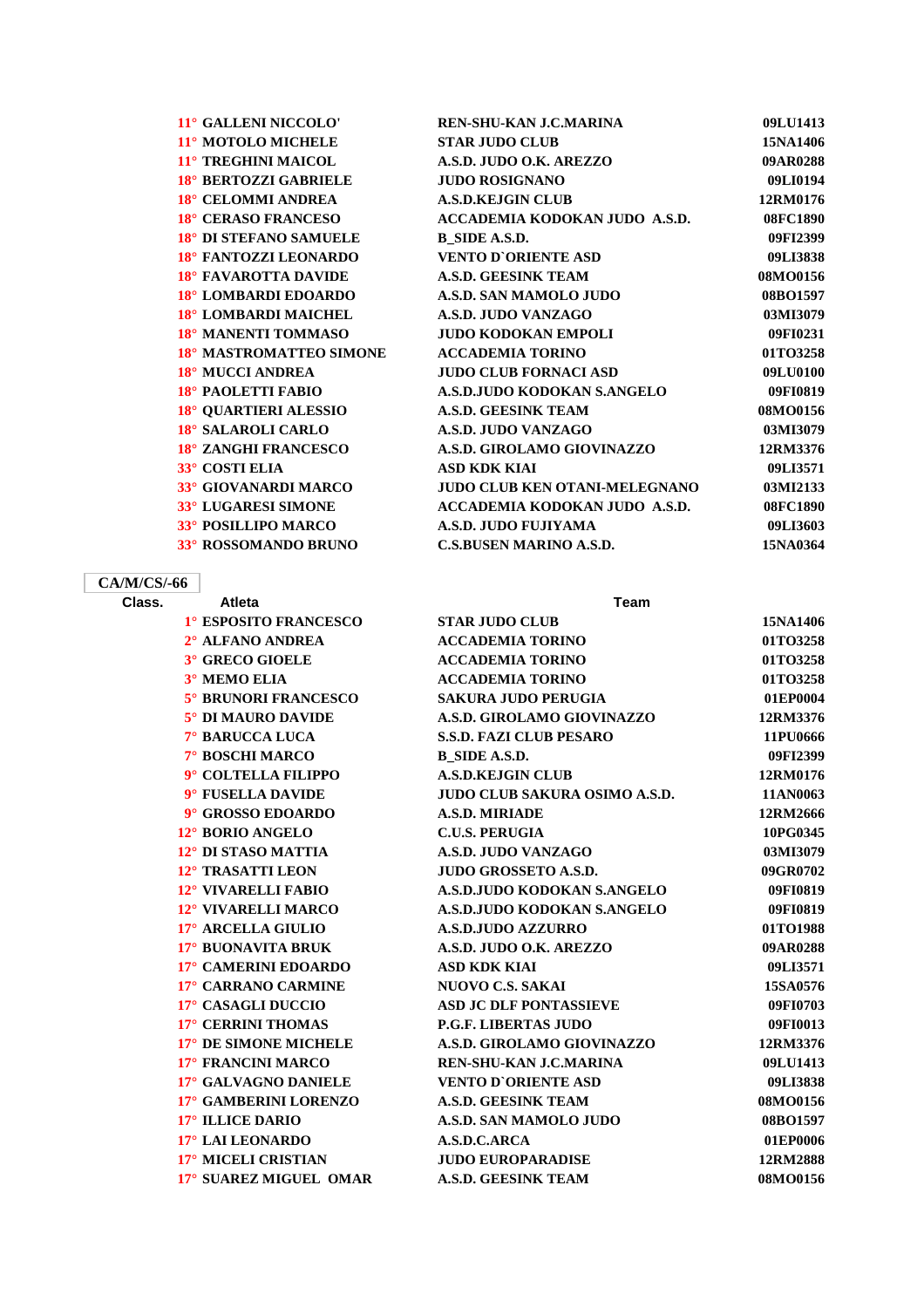| | | |
|---|---|---|
| 11° GALLENI NICCOLO' | REN-SHU-KAN J.C.MARINA | 09LU1413 |
| 11° MOTOLO MICHELE | STAR JUDO CLUB | 15NA1406 |
| 11° TREGHINI MAICOL | A.S.D. JUDO O.K. AREZZO | 09AR0288 |
| 18° BERTOZZI GABRIELE | JUDO ROSIGNANO | 09LI0194 |
| 18° CELOMMI ANDREA | A.S.D.KEJGIN CLUB | 12RM0176 |
| 18° CERASO FRANCESO | ACCADEMIA KODOKAN JUDO A.S.D. | 08FC1890 |
| 18° DI STEFANO SAMUELE | B_SIDE A.S.D. | 09FI2399 |
| 18° FANTOZZI LEONARDO | VENTO D`ORIENTE ASD | 09LI3838 |
| 18° FAVAROTTA DAVIDE | A.S.D. GEESINK TEAM | 08MO0156 |
| 18° LOMBARDI EDOARDO | A.S.D. SAN MAMOLO JUDO | 08BO1597 |
| 18° LOMBARDI MAICHEL | A.S.D. JUDO VANZAGO | 03MI3079 |
| 18° MANENTI TOMMASO | JUDO KODOKAN EMPOLI | 09FI0231 |
| 18° MASTROMATTEO SIMONE | ACCADEMIA TORINO | 01TO3258 |
| 18° MUCCI ANDREA | JUDO CLUB FORNACI ASD | 09LU0100 |
| 18° PAOLETTI FABIO | A.S.D.JUDO KODOKAN S.ANGELO | 09FI0819 |
| 18° QUARTIERI ALESSIO | A.S.D. GEESINK TEAM | 08MO0156 |
| 18° SALAROLI CARLO | A.S.D. JUDO VANZAGO | 03MI3079 |
| 18° ZANGHI FRANCESCO | A.S.D. GIROLAMO GIOVINAZZO | 12RM3376 |
| 33° COSTI ELIA | ASD KDK KIAI | 09LI3571 |
| 33° GIOVANARDI MARCO | JUDO CLUB KEN OTANI-MELEGNANO | 03MI2133 |
| 33° LUGARESI SIMONE | ACCADEMIA KODOKAN JUDO A.S.D. | 08FC1890 |
| 33° POSILLIPO MARCO | A.S.D. JUDO FUJIYAMA | 09LI3603 |
| 33° ROSSOMANDO BRUNO | C.S.BUSEN MARINO A.S.D. | 15NA0364 |

**CA/M/CS/-66**

| Class. Atleta | Team | |
|---|---|---|
| 1° ESPOSITO FRANCESCO | STAR JUDO CLUB | 15NA1406 |
| 2° ALFANO ANDREA | ACCADEMIA TORINO | 01TO3258 |
| 3° GRECO GIOELE | ACCADEMIA TORINO | 01TO3258 |
| 3° MEMO ELIA | ACCADEMIA TORINO | 01TO3258 |
| 5° BRUNORI FRANCESCO | SAKURA JUDO PERUGIA | 01EP0004 |
| 5° DI MAURO DAVIDE | A.S.D. GIROLAMO GIOVINAZZO | 12RM3376 |
| 7° BARUCCA LUCA | S.S.D. FAZI CLUB PESARO | 11PU0666 |
| 7° BOSCHI MARCO | B_SIDE A.S.D. | 09FI2399 |
| 9° COLTELLA FILIPPO | A.S.D.KEJGIN CLUB | 12RM0176 |
| 9° FUSELLA DAVIDE | JUDO CLUB SAKURA OSIMO A.S.D. | 11AN0063 |
| 9° GROSSO EDOARDO | A.S.D. MIRIADE | 12RM2666 |
| 12° BORIO ANGELO | C.U.S. PERUGIA | 10PG0345 |
| 12° DI STASO MATTIA | A.S.D. JUDO VANZAGO | 03MI3079 |
| 12° TRASATTI LEON | JUDO GROSSETO A.S.D. | 09GR0702 |
| 12° VIVARELLI FABIO | A.S.D.JUDO KODOKAN S.ANGELO | 09FI0819 |
| 12° VIVARELLI MARCO | A.S.D.JUDO KODOKAN S.ANGELO | 09FI0819 |
| 17° ARCELLA GIULIO | A.S.D.JUDO AZZURRO | 01TO1988 |
| 17° BUONAVITA BRUK | A.S.D. JUDO O.K. AREZZO | 09AR0288 |
| 17° CAMERINI EDOARDO | ASD KDK KIAI | 09LI3571 |
| 17° CARRANO CARMINE | NUOVO C.S. SAKAI | 15SA0576 |
| 17° CASAGLI DUCCIO | ASD JC DLF PONTASSIEVE | 09FI0703 |
| 17° CERRINI THOMAS | P.G.F. LIBERTAS JUDO | 09FI0013 |
| 17° DE SIMONE MICHELE | A.S.D. GIROLAMO GIOVINAZZO | 12RM3376 |
| 17° FRANCINI MARCO | REN-SHU-KAN J.C.MARINA | 09LU1413 |
| 17° GALVAGNO DANIELE | VENTO D`ORIENTE ASD | 09LI3838 |
| 17° GAMBERINI LORENZO | A.S.D. GEESINK TEAM | 08MO0156 |
| 17° ILLICE DARIO | A.S.D. SAN MAMOLO JUDO | 08BO1597 |
| 17° LAI LEONARDO | A.S.D.C.ARCA | 01EP0006 |
| 17° MICELI CRISTIAN | JUDO EUROPARADISE | 12RM2888 |
| 17° SUAREZ MIGUEL OMAR | A.S.D. GEESINK TEAM | 08MO0156 |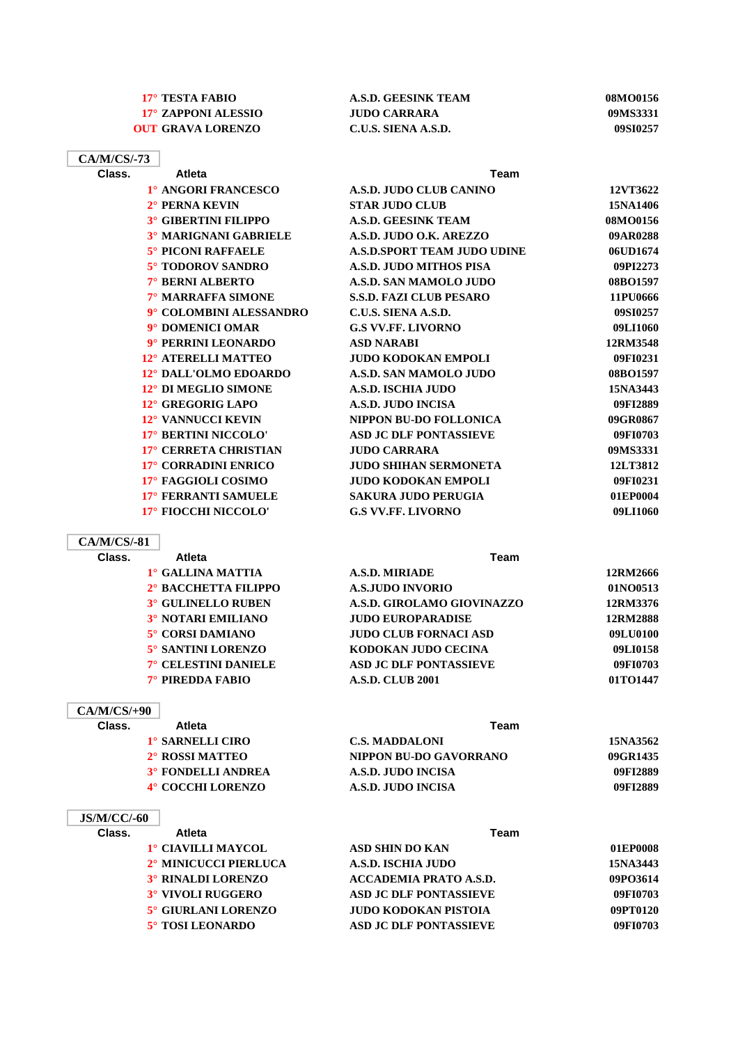| Class. | Atleta | Team | |
|---|---|---|---|
| 17° | TESTA FABIO | A.S.D. GEESINK TEAM | 08MO0156 |
| 17° | ZAPPONI ALESSIO | JUDO CARRARA | 09MS3331 |
| OUT | GRAVA LORENZO | C.U.S. SIENA A.S.D. | 09SI0257 |

**CA/M/CS/-73**

| Class. | Atleta | Team | |
|---|---|---|---|
| 1° | ANGORI FRANCESCO | A.S.D. JUDO CLUB CANINO | 12VT3622 |
| 2° | PERNA KEVIN | STAR JUDO CLUB | 15NA1406 |
| 3° | GIBERTINI FILIPPO | A.S.D. GEESINK TEAM | 08MO0156 |
| 3° | MARIGNANI GABRIELE | A.S.D. JUDO O.K. AREZZO | 09AR0288 |
| 5° | PICONI RAFFAELE | A.S.D.SPORT TEAM JUDO UDINE | 06UD1674 |
| 5° | TODOROV SANDRO | A.S.D. JUDO MITHOS PISA | 09PI2273 |
| 7° | BERNI ALBERTO | A.S.D. SAN MAMOLO JUDO | 08BO1597 |
| 7° | MARRAFFA SIMONE | S.S.D. FAZI CLUB PESARO | 11PU0666 |
| 9° | COLOMBINI ALESSANDRO | C.U.S. SIENA A.S.D. | 09SI0257 |
| 9° | DOMENICI OMAR | G.S VV.FF. LIVORNO | 09LI1060 |
| 9° | PERRINI LEONARDO | ASD NARABI | 12RM3548 |
| 12° | ATERELLI MATTEO | JUDO KODOKAN EMPOLI | 09FI0231 |
| 12° | DALL'OLMO EDOARDO | A.S.D. SAN MAMOLO JUDO | 08BO1597 |
| 12° | DI MEGLIO SIMONE | A.S.D. ISCHIA JUDO | 15NA3443 |
| 12° | GREGORIG LAPO | A.S.D. JUDO INCISA | 09FI2889 |
| 12° | VANNUCCI KEVIN | NIPPON BU-DO FOLLONICA | 09GR0867 |
| 17° | BERTINI NICCOLO' | ASD JC DLF PONTASSIEVE | 09FI0703 |
| 17° | CERRETA CHRISTIAN | JUDO CARRARA | 09MS3331 |
| 17° | CORRADINI ENRICO | JUDO SHIHAN SERMONETA | 12LT3812 |
| 17° | FAGGIOLI COSIMO | JUDO KODOKAN EMPOLI | 09FI0231 |
| 17° | FERRANTI SAMUELE | SAKURA JUDO PERUGIA | 01EP0004 |
| 17° | FIOCCHI NICCOLO' | G.S VV.FF. LIVORNO | 09LI1060 |

**CA/M/CS/-81**

| Class. | Atleta | Team | |
|---|---|---|---|
| 1° | GALLINA MATTIA | A.S.D. MIRIADE | 12RM2666 |
| 2° | BACCHETTA FILIPPO | A.S.JUDO INVORIO | 01NO0513 |
| 3° | GULINELLO RUBEN | A.S.D. GIROLAMO GIOVINAZZO | 12RM3376 |
| 3° | NOTARI EMILIANO | JUDO EUROPARADISE | 12RM2888 |
| 5° | CORSI DAMIANO | JUDO CLUB FORNACI ASD | 09LU0100 |
| 5° | SANTINI LORENZO | KODOKAN JUDO CECINA | 09LI0158 |
| 7° | CELESTINI DANIELE | ASD JC DLF PONTASSIEVE | 09FI0703 |
| 7° | PIREDDA FABIO | A.S.D. CLUB 2001 | 01TO1447 |

**CA/M/CS/+90**

| Class. | Atleta | Team | |
|---|---|---|---|
| 1° | SARNELLI CIRO | C.S. MADDALONI | 15NA3562 |
| 2° | ROSSI MATTEO | NIPPON BU-DO GAVORRANO | 09GR1435 |
| 3° | FONDELLI ANDREA | A.S.D. JUDO INCISA | 09FI2889 |
| 4° | COCCHI LORENZO | A.S.D. JUDO INCISA | 09FI2889 |

**JS/M/CC/-60**

| Class. | Atleta | Team | |
|---|---|---|---|
| 1° | CIAVILLI MAYCOL | ASD SHIN DO KAN | 01EP0008 |
| 2° | MINICUCCI PIERLUCA | A.S.D. ISCHIA JUDO | 15NA3443 |
| 3° | RINALDI LORENZO | ACCADEMIA PRATO A.S.D. | 09PO3614 |
| 3° | VIVOLI RUGGERO | ASD JC DLF PONTASSIEVE | 09FI0703 |
| 5° | GIURLANI LORENZO | JUDO KODOKAN PISTOIA | 09PT0120 |
| 5° | TOSI LEONARDO | ASD JC DLF PONTASSIEVE | 09FI0703 |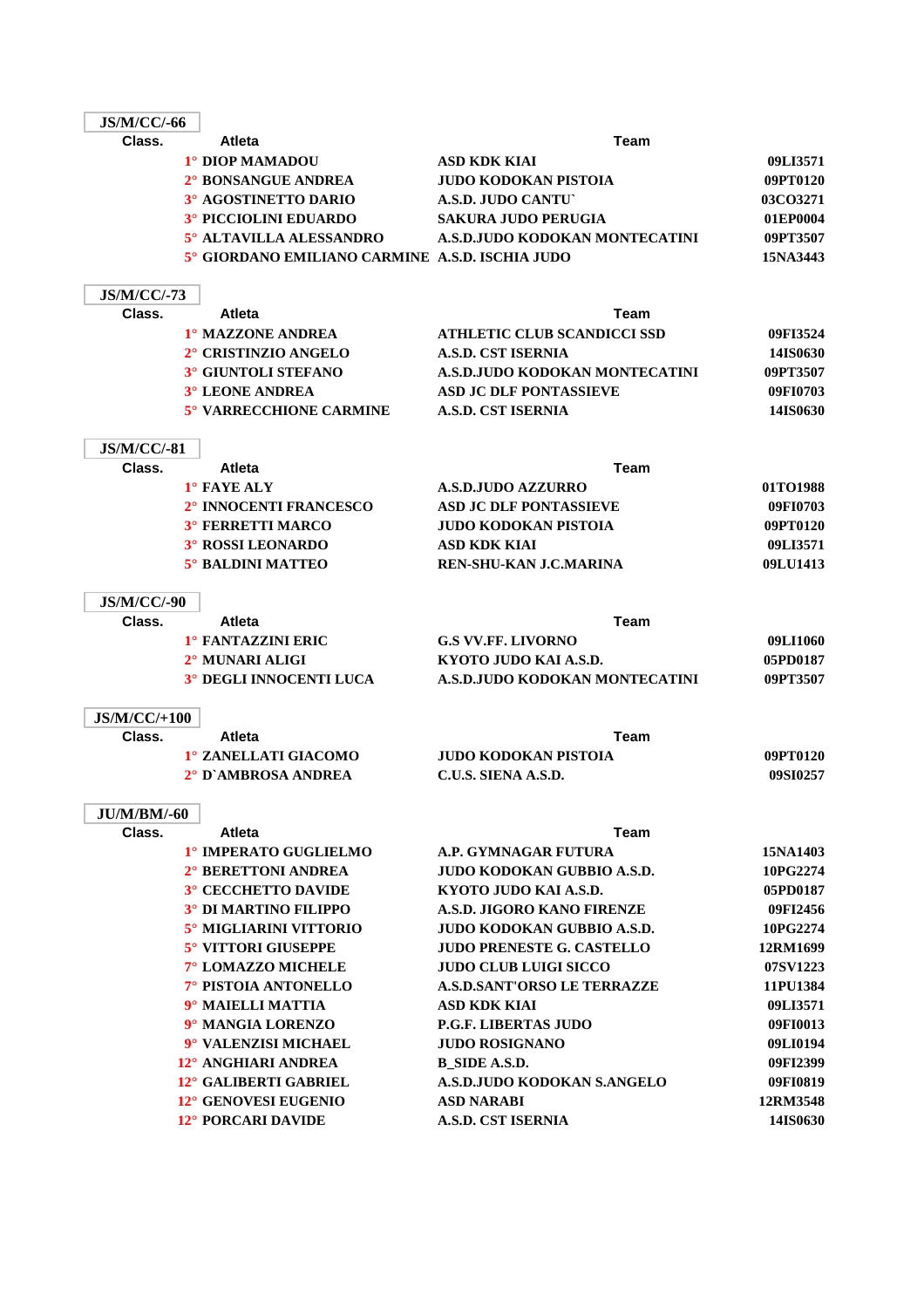**JS/M/CC/-66**

| Class. | Atleta | Team | |
|---|---|---|---|
| 1° | DIOP MAMADOU | ASD KDK KIAI | 09LI3571 |
| 2° | BONSANGUE ANDREA | JUDO KODOKAN PISTOIA | 09PT0120 |
| 3° | AGOSTINETTO DARIO | A.S.D. JUDO CANTU` | 03CO3271 |
| 3° | PICCIOLINI EDUARDO | SAKURA JUDO PERUGIA | 01EP0004 |
| 5° | ALTAVILLA ALESSANDRO | A.S.D.JUDO KODOKAN MONTECATINI | 09PT3507 |
| 5° | GIORDANO EMILIANO CARMINE | A.S.D. ISCHIA JUDO | 15NA3443 |

**JS/M/CC/-73**

| Class. | Atleta | Team | |
|---|---|---|---|
| 1° | MAZZONE ANDREA | ATHLETIC CLUB SCANDICCI SSD | 09FI3524 |
| 2° | CRISTINZIO ANGELO | A.S.D. CST ISERNIA | 14IS0630 |
| 3° | GIUNTOLI STEFANO | A.S.D.JUDO KODOKAN MONTECATINI | 09PT3507 |
| 3° | LEONE ANDREA | ASD JC DLF PONTASSIEVE | 09FI0703 |
| 5° | VARRECCHIONE CARMINE | A.S.D. CST ISERNIA | 14IS0630 |

**JS/M/CC/-81**

| Class. | Atleta | Team | |
|---|---|---|---|
| 1° | FAYE ALY | A.S.D.JUDO AZZURRO | 01TO1988 |
| 2° | INNOCENTI FRANCESCO | ASD JC DLF PONTASSIEVE | 09FI0703 |
| 3° | FERRETTI MARCO | JUDO KODOKAN PISTOIA | 09PT0120 |
| 3° | ROSSI LEONARDO | ASD KDK KIAI | 09LI3571 |
| 5° | BALDINI MATTEO | REN-SHU-KAN J.C.MARINA | 09LU1413 |

**JS/M/CC/-90**

| Class. | Atleta | Team | |
|---|---|---|---|
| 1° | FANTAZZINI ERIC | G.S VV.FF. LIVORNO | 09LI1060 |
| 2° | MUNARI ALIGI | KYOTO JUDO KAI A.S.D. | 05PD0187 |
| 3° | DEGLI INNOCENTI LUCA | A.S.D.JUDO KODOKAN MONTECATINI | 09PT3507 |

**JS/M/CC/+100**

| Class. | Atleta | Team | |
|---|---|---|---|
| 1° | ZANELLATI GIACOMO | JUDO KODOKAN PISTOIA | 09PT0120 |
| 2° | D`AMBROSA ANDREA | C.U.S. SIENA A.S.D. | 09SI0257 |

**JU/M/BM/-60**

| Class. | Atleta | Team | |
|---|---|---|---|
| 1° | IMPERATO GUGLIELMO | A.P. GYMNAGAR FUTURA | 15NA1403 |
| 2° | BERETTONI ANDREA | JUDO KODOKAN GUBBIO A.S.D. | 10PG2274 |
| 3° | CECCHETTO DAVIDE | KYOTO JUDO KAI A.S.D. | 05PD0187 |
| 3° | DI MARTINO FILIPPO | A.S.D. JIGORO KANO FIRENZE | 09FI2456 |
| 5° | MIGLIARINI VITTORIO | JUDO KODOKAN GUBBIO A.S.D. | 10PG2274 |
| 5° | VITTORI GIUSEPPE | JUDO PRENESTE G. CASTELLO | 12RM1699 |
| 7° | LOMAZZO MICHELE | JUDO CLUB LUIGI SICCO | 07SV1223 |
| 7° | PISTOIA ANTONELLO | A.S.D.SANT'ORSO LE TERRAZZE | 11PU1384 |
| 9° | MAIELLI MATTIA | ASD KDK KIAI | 09LI3571 |
| 9° | MANGIA LORENZO | P.G.F. LIBERTAS JUDO | 09FI0013 |
| 9° | VALENZISI MICHAEL | JUDO ROSIGNANO | 09LI0194 |
| 12° | ANGHIARI ANDREA | B_SIDE A.S.D. | 09FI2399 |
| 12° | GALIBERTI GABRIEL | A.S.D.JUDO KODOKAN S.ANGELO | 09FI0819 |
| 12° | GENOVESI EUGENIO | ASD NARABI | 12RM3548 |
| 12° | PORCARI DAVIDE | A.S.D. CST ISERNIA | 14IS0630 |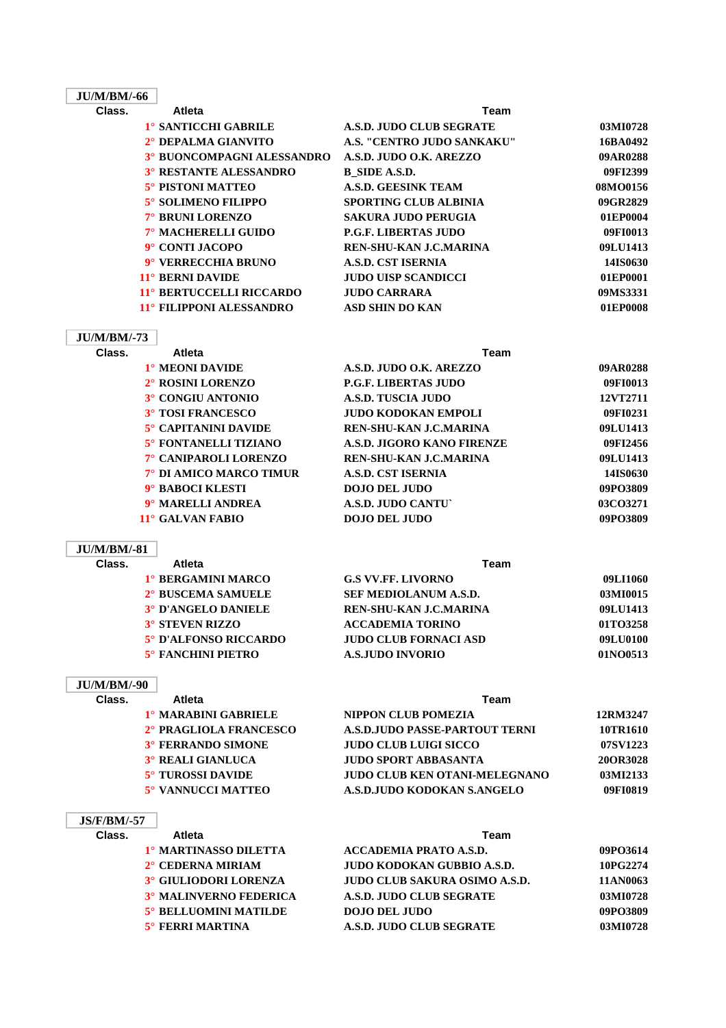**JU/M/BM/-66**

| Class. | Atleta | Team | |
|---|---|---|---|
| 1° | SANTICCHI GABRILE | A.S.D. JUDO CLUB SEGRATE | 03MI0728 |
| 2° | DEPALMA GIANVITO | A.S. "CENTRO JUDO SANKAKU" | 16BA0492 |
| 3° | BUONCOMPAGNI ALESSANDRO | A.S.D. JUDO O.K. AREZZO | 09AR0288 |
| 3° | RESTANTE ALESSANDRO | B_SIDE A.S.D. | 09FI2399 |
| 5° | PISTONI MATTEO | A.S.D. GEESINK TEAM | 08MO0156 |
| 5° | SOLIMENO FILIPPO | SPORTING CLUB ALBINIA | 09GR2829 |
| 7° | BRUNI LORENZO | SAKURA JUDO PERUGIA | 01EP0004 |
| 7° | MACHERELLI GUIDO | P.G.F. LIBERTAS JUDO | 09FI0013 |
| 9° | CONTI JACOPO | REN-SHU-KAN J.C.MARINA | 09LU1413 |
| 9° | VERRECCHIA BRUNO | A.S.D. CST ISERNIA | 14IS0630 |
| 11° | BERNI DAVIDE | JUDO UISP SCANDICCI | 01EP0001 |
| 11° | BERTUCCELLI RICCARDO | JUDO CARRARA | 09MS3331 |
| 11° | FILIPPONI ALESSANDRO | ASD SHIN DO KAN | 01EP0008 |

**JU/M/BM/-73**

| Class. | Atleta | Team | |
|---|---|---|---|
| 1° | MEONI DAVIDE | A.S.D. JUDO O.K. AREZZO | 09AR0288 |
| 2° | ROSINI LORENZO | P.G.F. LIBERTAS JUDO | 09FI0013 |
| 3° | CONGIU ANTONIO | A.S.D. TUSCIA JUDO | 12VT2711 |
| 3° | TOSI FRANCESCO | JUDO KODOKAN EMPOLI | 09FI0231 |
| 5° | CAPITANINI DAVIDE | REN-SHU-KAN J.C.MARINA | 09LU1413 |
| 5° | FONTANELLI TIZIANO | A.S.D. JIGORO KANO FIRENZE | 09FI2456 |
| 7° | CANIPAROLI LORENZO | REN-SHU-KAN J.C.MARINA | 09LU1413 |
| 7° | DI AMICO MARCO TIMUR | A.S.D. CST ISERNIA | 14IS0630 |
| 9° | BABOCI KLESTI | DOJO DEL JUDO | 09PO3809 |
| 9° | MARELLI ANDREA | A.S.D. JUDO CANTU` | 03CO3271 |
| 11° | GALVAN FABIO | DOJO DEL JUDO | 09PO3809 |

**JU/M/BM/-81**

| Class. | Atleta | Team | |
|---|---|---|---|
| 1° | BERGAMINI MARCO | G.S VV.FF. LIVORNO | 09LI1060 |
| 2° | BUSCEMA SAMUELE | SEF MEDIOLANUM A.S.D. | 03MI0015 |
| 3° | D'ANGELO DANIELE | REN-SHU-KAN J.C.MARINA | 09LU1413 |
| 3° | STEVEN RIZZO | ACCADEMIA TORINO | 01TO3258 |
| 5° | D'ALFONSO RICCARDO | JUDO CLUB FORNACI ASD | 09LU0100 |
| 5° | FANCHINI PIETRO | A.S.JUDO INVORIO | 01NO0513 |

**JU/M/BM/-90**

| Class. | Atleta | Team | |
|---|---|---|---|
| 1° | MARABINI GABRIELE | NIPPON CLUB POMEZIA | 12RM3247 |
| 2° | PRAGLIOLA FRANCESCO | A.S.D.JUDO PASSE-PARTOUT TERNI | 10TR1610 |
| 3° | FERRANDO SIMONE | JUDO CLUB LUIGI SICCO | 07SV1223 |
| 3° | REALI GIANLUCA | JUDO SPORT ABBASANTA | 20OR3028 |
| 5° | TUROSSI DAVIDE | JUDO CLUB KEN OTANI-MELEGNANO | 03MI2133 |
| 5° | VANNUCCI MATTEO | A.S.D.JUDO KODOKAN S.ANGELO | 09FI0819 |

**JS/F/BM/-57**

| Class. | Atleta | Team | |
|---|---|---|---|
| 1° | MARTINASSO DILETTA | ACCADEMIA PRATO A.S.D. | 09PO3614 |
| 2° | CEDERNA MIRIAM | JUDO KODOKAN GUBBIO A.S.D. | 10PG2274 |
| 3° | GIULIODORI LORENZA | JUDO CLUB SAKURA OSIMO A.S.D. | 11AN0063 |
| 3° | MALINVERNO FEDERICA | A.S.D. JUDO CLUB SEGRATE | 03MI0728 |
| 5° | BELLUOMINI MATILDE | DOJO DEL JUDO | 09PO3809 |
| 5° | FERRI MARTINA | A.S.D. JUDO CLUB SEGRATE | 03MI0728 |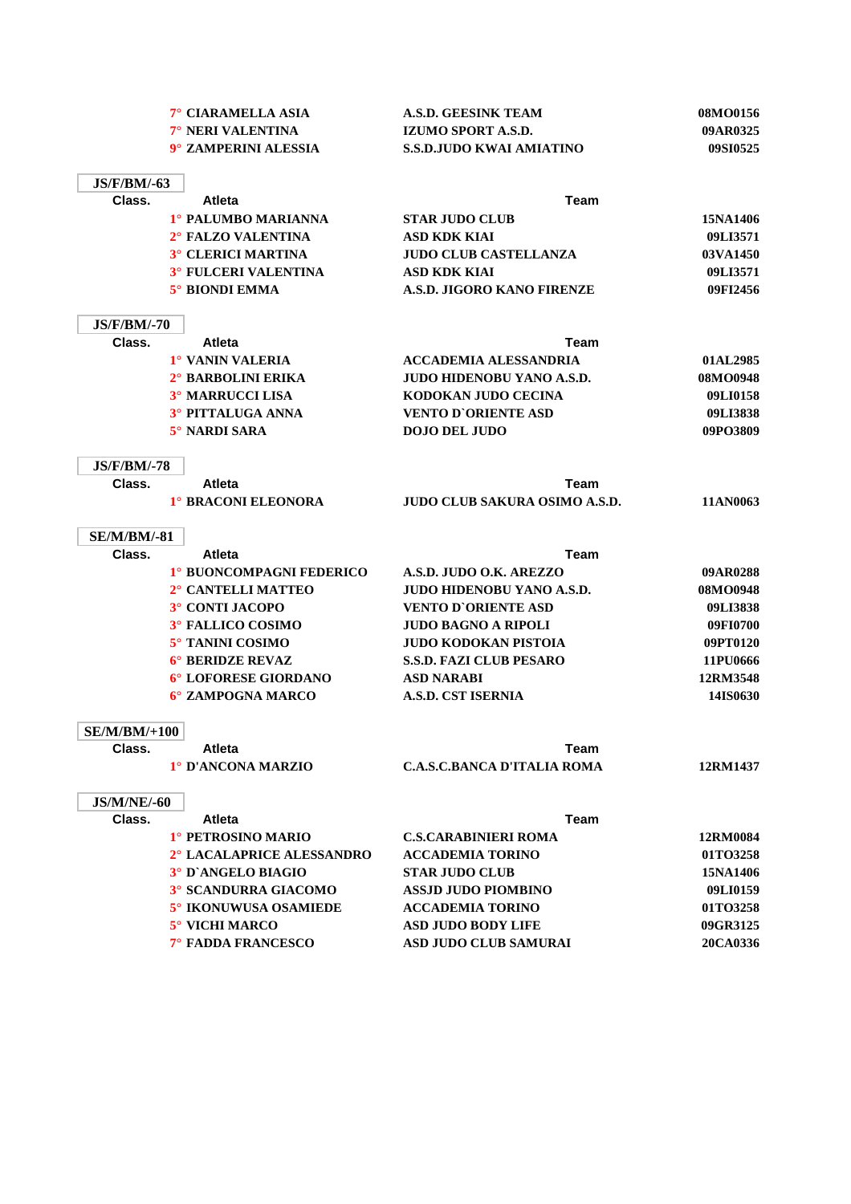| Class. | Atleta | Team | |
|---|---|---|---|
| 7° | CIARAMELLA ASIA | A.S.D. GEESINK TEAM | 08MO0156 |
| 7° | NERI VALENTINA | IZUMO SPORT A.S.D. | 09AR0325 |
| 9° | ZAMPERINI ALESSIA | S.S.D.JUDO KWAI AMIATINO | 09SI0525 |

**JS/F/BM/-63**

| Class. | Atleta | Team | |
|---|---|---|---|
| 1° | PALUMBO MARIANNA | STAR JUDO CLUB | 15NA1406 |
| 2° | FALZO VALENTINA | ASD KDK KIAI | 09LI3571 |
| 3° | CLERICI MARTINA | JUDO CLUB CASTELLANZA | 03VA1450 |
| 3° | FULCERI VALENTINA | ASD KDK KIAI | 09LI3571 |
| 5° | BIONDI EMMA | A.S.D. JIGORO KANO FIRENZE | 09FI2456 |

**JS/F/BM/-70**

| Class. | Atleta | Team | |
|---|---|---|---|
| 1° | VANIN VALERIA | ACCADEMIA ALESSANDRIA | 01AL2985 |
| 2° | BARBOLINI ERIKA | JUDO HIDENOBU YANO A.S.D. | 08MO0948 |
| 3° | MARRUCCI LISA | KODOKAN JUDO CECINA | 09LI0158 |
| 3° | PITTALUGA ANNA | VENTO D`ORIENTE ASD | 09LI3838 |
| 5° | NARDI SARA | DOJO DEL JUDO | 09PO3809 |

**JS/F/BM/-78**

| Class. | Atleta | Team | |
|---|---|---|---|
| 1° | BRACONI ELEONORA | JUDO CLUB SAKURA OSIMO A.S.D. | 11AN0063 |

**SE/M/BM/-81**

| Class. | Atleta | Team | |
|---|---|---|---|
| 1° | BUONCOMPAGNI FEDERICO | A.S.D. JUDO O.K. AREZZO | 09AR0288 |
| 2° | CANTELLI MATTEO | JUDO HIDENOBU YANO A.S.D. | 08MO0948 |
| 3° | CONTI JACOPO | VENTO D`ORIENTE ASD | 09LI3838 |
| 3° | FALLICO COSIMO | JUDO BAGNO A RIPOLI | 09FI0700 |
| 5° | TANINI COSIMO | JUDO KODOKAN PISTOIA | 09PT0120 |
| 6° | BERIDZE REVAZ | S.S.D. FAZI CLUB PESARO | 11PU0666 |
| 6° | LOFORESE GIORDANO | ASD NARABI | 12RM3548 |
| 6° | ZAMPOGNA MARCO | A.S.D. CST ISERNIA | 14IS0630 |

**SE/M/BM/+100**

| Class. | Atleta | Team | |
|---|---|---|---|
| 1° | D'ANCONA MARZIO | C.A.S.C.BANCA D'ITALIA ROMA | 12RM1437 |

**JS/M/NE/-60**

| Class. | Atleta | Team | |
|---|---|---|---|
| 1° | PETROSINO MARIO | C.S.CARABINIERI ROMA | 12RM0084 |
| 2° | LACALAPRICE ALESSANDRO | ACCADEMIA TORINO | 01TO3258 |
| 3° | D`ANGELO BIAGIO | STAR JUDO CLUB | 15NA1406 |
| 3° | SCANDURRA GIACOMO | ASSJD JUDO PIOMBINO | 09LI0159 |
| 5° | IKONUWUSA OSAMIEDE | ACCADEMIA TORINO | 01TO3258 |
| 5° | VICHI MARCO | ASD JUDO BODY LIFE | 09GR3125 |
| 7° | FADDA FRANCESCO | ASD JUDO CLUB SAMURAI | 20CA0336 |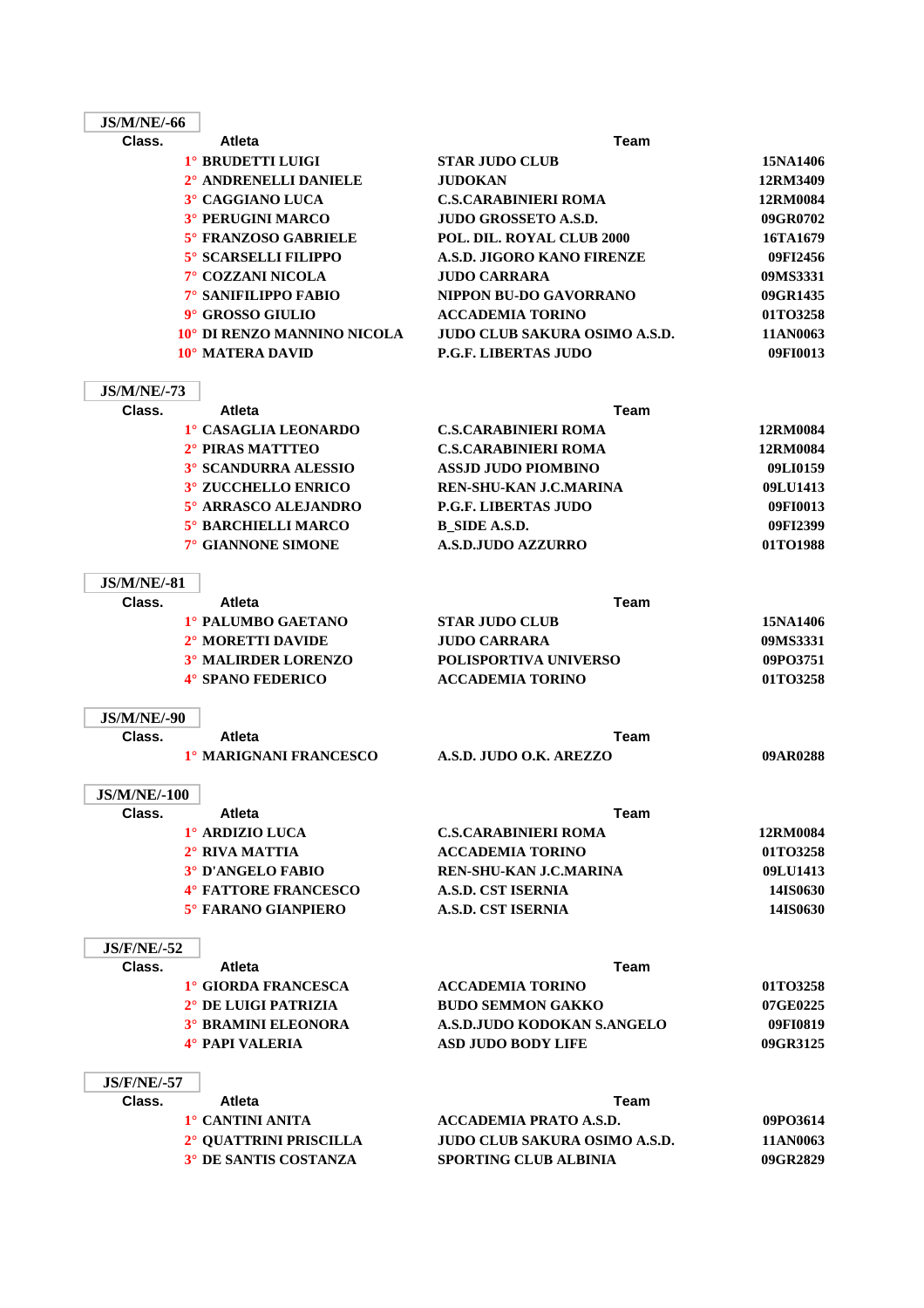**JS/M/NE/-66**

| Class. | Atleta | Team | |
|---|---|---|---|
| 1° | BRUDETTI LUIGI | STAR JUDO CLUB | 15NA1406 |
| 2° | ANDRENELLI DANIELE | JUDOKAN | 12RM3409 |
| 3° | CAGGIANO LUCA | C.S.CARABINIERI ROMA | 12RM0084 |
| 3° | PERUGINI MARCO | JUDO GROSSETO A.S.D. | 09GR0702 |
| 5° | FRANZOSO GABRIELE | POL. DIL. ROYAL CLUB 2000 | 16TA1679 |
| 5° | SCARSELLI FILIPPO | A.S.D. JIGORO KANO FIRENZE | 09FI2456 |
| 7° | COZZANI NICOLA | JUDO CARRARA | 09MS3331 |
| 7° | SANIFILIPPO FABIO | NIPPON BU-DO GAVORRANO | 09GR1435 |
| 9° | GROSSO GIULIO | ACCADEMIA TORINO | 01TO3258 |
| 10° | DI RENZO MANNINO NICOLA | JUDO CLUB SAKURA OSIMO A.S.D. | 11AN0063 |
| 10° | MATERA DAVID | P.G.F. LIBERTAS JUDO | 09FI0013 |

**JS/M/NE/-73**

| Class. | Atleta | Team | |
|---|---|---|---|
| 1° | CASAGLIA LEONARDO | C.S.CARABINIERI ROMA | 12RM0084 |
| 2° | PIRAS MATTTEO | C.S.CARABINIERI ROMA | 12RM0084 |
| 3° | SCANDURRA ALESSIO | ASSJD JUDO PIOMBINO | 09LI0159 |
| 3° | ZUCCHELLO ENRICO | REN-SHU-KAN J.C.MARINA | 09LU1413 |
| 5° | ARRASCO ALEJANDRO | P.G.F. LIBERTAS JUDO | 09FI0013 |
| 5° | BARCHIELLI MARCO | B_SIDE A.S.D. | 09FI2399 |
| 7° | GIANNONE SIMONE | A.S.D.JUDO AZZURRO | 01TO1988 |

**JS/M/NE/-81**

| Class. | Atleta | Team | |
|---|---|---|---|
| 1° | PALUMBO GAETANO | STAR JUDO CLUB | 15NA1406 |
| 2° | MORETTI DAVIDE | JUDO CARRARA | 09MS3331 |
| 3° | MALIRDER LORENZO | POLISPORTIVA UNIVERSO | 09PO3751 |
| 4° | SPANO FEDERICO | ACCADEMIA TORINO | 01TO3258 |

**JS/M/NE/-90**

| Class. | Atleta | Team | |
|---|---|---|---|
| 1° | MARIGNANI FRANCESCO | A.S.D. JUDO O.K. AREZZO | 09AR0288 |

**JS/M/NE/-100**

| Class. | Atleta | Team | |
|---|---|---|---|
| 1° | ARDIZIO LUCA | C.S.CARABINIERI ROMA | 12RM0084 |
| 2° | RIVA MATTIA | ACCADEMIA TORINO | 01TO3258 |
| 3° | D'ANGELO FABIO | REN-SHU-KAN J.C.MARINA | 09LU1413 |
| 4° | FATTORE FRANCESCO | A.S.D. CST ISERNIA | 14IS0630 |
| 5° | FARANO GIANPIERO | A.S.D. CST ISERNIA | 14IS0630 |

**JS/F/NE/-52**

| Class. | Atleta | Team | |
|---|---|---|---|
| 1° | GIORDA FRANCESCA | ACCADEMIA TORINO | 01TO3258 |
| 2° | DE LUIGI PATRIZIA | BUDO SEMMON GAKKO | 07GE0225 |
| 3° | BRAMINI ELEONORA | A.S.D.JUDO KODOKAN S.ANGELO | 09FI0819 |
| 4° | PAPI VALERIA | ASD JUDO BODY LIFE | 09GR3125 |

**JS/F/NE/-57**

| Class. | Atleta | Team | |
|---|---|---|---|
| 1° | CANTINI ANITA | ACCADEMIA PRATO A.S.D. | 09PO3614 |
| 2° | QUATTRINI PRISCILLA | JUDO CLUB SAKURA OSIMO A.S.D. | 11AN0063 |
| 3° | DE SANTIS COSTANZA | SPORTING CLUB ALBINIA | 09GR2829 |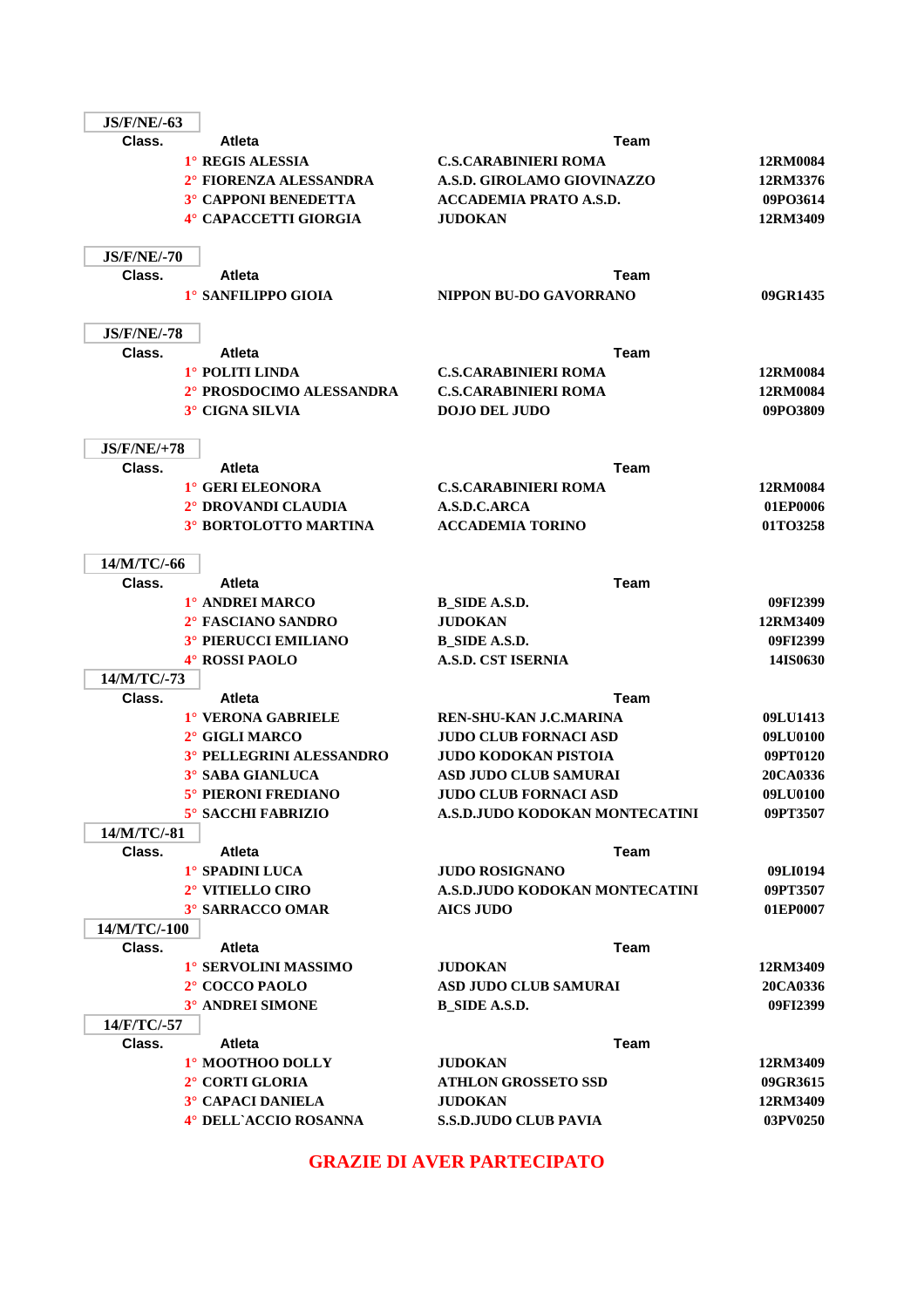**JS/F/NE/-63**

| Class. | Atleta | Team | |
|---|---|---|---|
| 1° | REGIS ALESSIA | C.S.CARABINIERI ROMA | 12RM0084 |
| 2° | FIORENZA ALESSANDRA | A.S.D. GIROLAMO GIOVINAZZO | 12RM3376 |
| 3° | CAPPONI BENEDETTA | ACCADEMIA PRATO A.S.D. | 09PO3614 |
| 4° | CAPACCETTI GIORGIA | JUDOKAN | 12RM3409 |

**JS/F/NE/-70**

| Class. | Atleta | Team | |
|---|---|---|---|
| 1° | SANFILIPPO GIOIA | NIPPON BU-DO GAVORRANO | 09GR1435 |

**JS/F/NE/-78**

| Class. | Atleta | Team | |
|---|---|---|---|
| 1° | POLITI LINDA | C.S.CARABINIERI ROMA | 12RM0084 |
| 2° | PROSDOCIMO ALESSANDRA | C.S.CARABINIERI ROMA | 12RM0084 |
| 3° | CIGNA SILVIA | DOJO DEL JUDO | 09PO3809 |

**JS/F/NE/+78**

| Class. | Atleta | Team | |
|---|---|---|---|
| 1° | GERI ELEONORA | C.S.CARABINIERI ROMA | 12RM0084 |
| 2° | DROVANDI CLAUDIA | A.S.D.C.ARCA | 01EP0006 |
| 3° | BORTOLOTTO MARTINA | ACCADEMIA TORINO | 01TO3258 |

**14/M/TC/-66**

| Class. | Atleta | Team | |
|---|---|---|---|
| 1° | ANDREI MARCO | B_SIDE A.S.D. | 09FI2399 |
| 2° | FASCIANO SANDRO | JUDOKAN | 12RM3409 |
| 3° | PIERUCCI EMILIANO | B_SIDE A.S.D. | 09FI2399 |
| 4° | ROSSI PAOLO | A.S.D. CST ISERNIA | 14IS0630 |

**14/M/TC/-73**

| Class. | Atleta | Team | |
|---|---|---|---|
| 1° | VERONA GABRIELE | REN-SHU-KAN J.C.MARINA | 09LU1413 |
| 2° | GIGLI MARCO | JUDO CLUB FORNACI ASD | 09LU0100 |
| 3° | PELLEGRINI ALESSANDRO | JUDO KODOKAN PISTOIA | 09PT0120 |
| 3° | SABA GIANLUCA | ASD JUDO CLUB SAMURAI | 20CA0336 |
| 5° | PIERONI FREDIANO | JUDO CLUB FORNACI ASD | 09LU0100 |
| 5° | SACCHI FABRIZIO | A.S.D.JUDO KODOKAN MONTECATINI | 09PT3507 |

**14/M/TC/-81**

| Class. | Atleta | Team | |
|---|---|---|---|
| 1° | SPADINI LUCA | JUDO ROSIGNANO | 09LI0194 |
| 2° | VITIELLO CIRO | A.S.D.JUDO KODOKAN MONTECATINI | 09PT3507 |
| 3° | SARRACCO OMAR | AICS JUDO | 01EP0007 |

**14/M/TC/-100**

| Class. | Atleta | Team | |
|---|---|---|---|
| 1° | SERVOLINI MASSIMO | JUDOKAN | 12RM3409 |
| 2° | COCCO PAOLO | ASD JUDO CLUB SAMURAI | 20CA0336 |
| 3° | ANDREI SIMONE | B_SIDE A.S.D. | 09FI2399 |

**14/F/TC/-57**

| Class. | Atleta | Team | |
|---|---|---|---|
| 1° | MOOTHOO DOLLY | JUDOKAN | 12RM3409 |
| 2° | CORTI GLORIA | ATHLON GROSSETO SSD | 09GR3615 |
| 3° | CAPACI DANIELA | JUDOKAN | 12RM3409 |
| 4° | DELL`ACCIO ROSANNA | S.S.D.JUDO CLUB PAVIA | 03PV0250 |

**GRAZIE DI AVER PARTECIPATO**